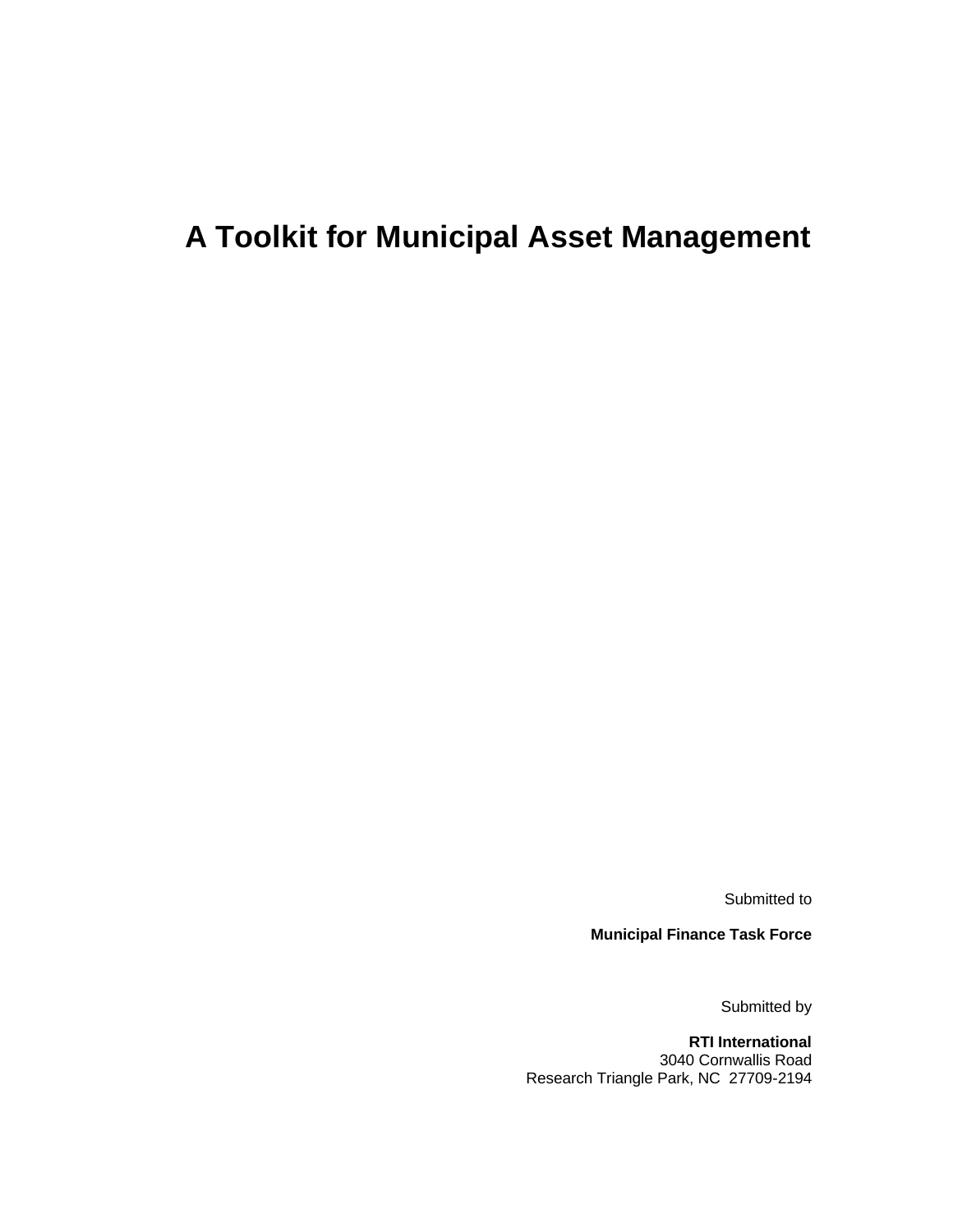# A Toolkit for Municipal Asset Management

Submitted to

**Municipal Finance Task Force**

Submitted by

**RTI International**
3040 Cornwallis Road
Research Triangle Park, NC 27709-2194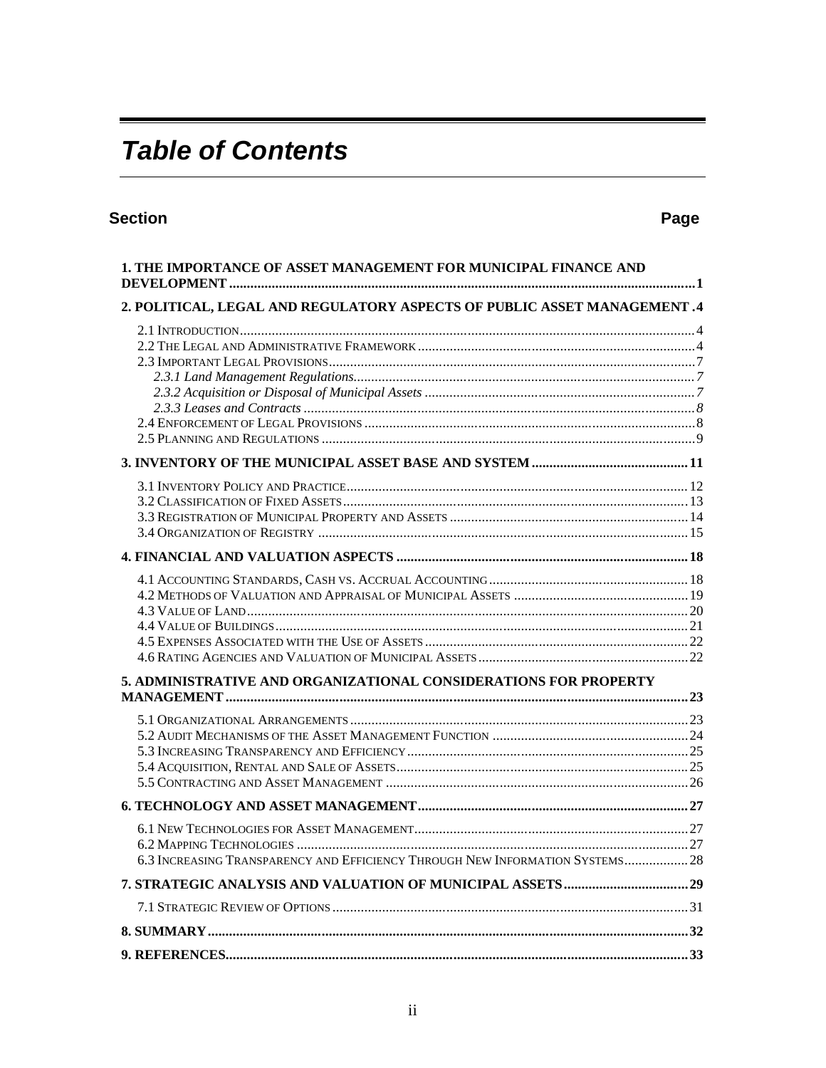# *Table of Contents*

**Section** **Page**

**1. THE IMPORTANCE OF ASSET MANAGEMENT FOR MUNICIPAL FINANCE AND DEVELOPMENT .....1**

**2. POLITICAL, LEGAL AND REGULATORY ASPECTS OF PUBLIC ASSET MANAGEMENT .4**

- 2.1 INTRODUCTION .....4
- 2.2 THE LEGAL AND ADMINISTRATIVE FRAMEWORK .....4
- 2.3 IMPORTANT LEGAL PROVISIONS .....7
  - *2.3.1 Land Management Regulations.....7*
  - *2.3.2 Acquisition or Disposal of Municipal Assets .....7*
  - *2.3.3 Leases and Contracts .....8*
- 2.4 ENFORCEMENT OF LEGAL PROVISIONS .....8
- 2.5 PLANNING AND REGULATIONS .....9

**3. INVENTORY OF THE MUNICIPAL ASSET BASE AND SYSTEM .....11**

- 3.1 INVENTORY POLICY AND PRACTICE .....12
- 3.2 CLASSIFICATION OF FIXED ASSETS .....13
- 3.3 REGISTRATION OF MUNICIPAL PROPERTY AND ASSETS .....14
- 3.4 ORGANIZATION OF REGISTRY .....15

**4. FINANCIAL AND VALUATION ASPECTS .....18**

- 4.1 ACCOUNTING STANDARDS, CASH VS. ACCRUAL ACCOUNTING .....18
- 4.2 METHODS OF VALUATION AND APPRAISAL OF MUNICIPAL ASSETS .....19
- 4.3 VALUE OF LAND .....20
- 4.4 VALUE OF BUILDINGS .....21
- 4.5 EXPENSES ASSOCIATED WITH THE USE OF ASSETS .....22
- 4.6 RATING AGENCIES AND VALUATION OF MUNICIPAL ASSETS .....22

**5. ADMINISTRATIVE AND ORGANIZATIONAL CONSIDERATIONS FOR PROPERTY MANAGEMENT .....23**

- 5.1 ORGANIZATIONAL ARRANGEMENTS .....23
- 5.2 AUDIT MECHANISMS OF THE ASSET MANAGEMENT FUNCTION .....24
- 5.3 INCREASING TRANSPARENCY AND EFFICIENCY .....25
- 5.4 ACQUISITION, RENTAL AND SALE OF ASSETS .....25
- 5.5 CONTRACTING AND ASSET MANAGEMENT .....26

**6. TECHNOLOGY AND ASSET MANAGEMENT .....27**

- 6.1 NEW TECHNOLOGIES FOR ASSET MANAGEMENT .....27
- 6.2 MAPPING TECHNOLOGIES .....27
- 6.3 INCREASING TRANSPARENCY AND EFFICIENCY THROUGH NEW INFORMATION SYSTEMS .....28

**7. STRATEGIC ANALYSIS AND VALUATION OF MUNICIPAL ASSETS .....29**

- 7.1 STRATEGIC REVIEW OF OPTIONS .....31

**8. SUMMARY .....32**

**9. REFERENCES .....33**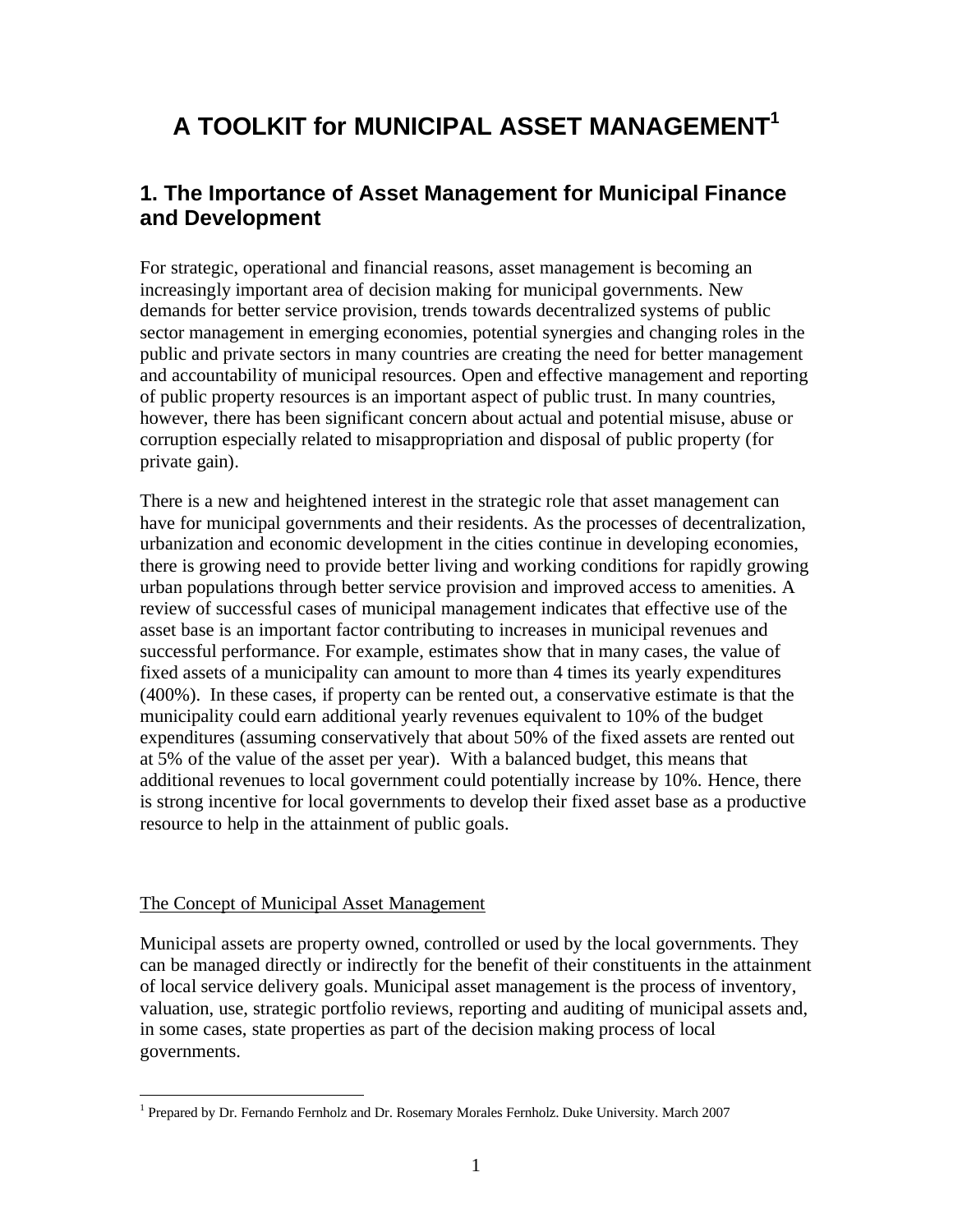# A TOOLKIT for MUNICIPAL ASSET MANAGEMENT[1]

## 1. The Importance of Asset Management for Municipal Finance and Development

For strategic, operational and financial reasons, asset management is becoming an increasingly important area of decision making for municipal governments. New demands for better service provision, trends towards decentralized systems of public sector management in emerging economies, potential synergies and changing roles in the public and private sectors in many countries are creating the need for better management and accountability of municipal resources. Open and effective management and reporting of public property resources is an important aspect of public trust. In many countries, however, there has been significant concern about actual and potential misuse, abuse or corruption especially related to misappropriation and disposal of public property (for private gain).

There is a new and heightened interest in the strategic role that asset management can have for municipal governments and their residents. As the processes of decentralization, urbanization and economic development in the cities continue in developing economies, there is growing need to provide better living and working conditions for rapidly growing urban populations through better service provision and improved access to amenities. A review of successful cases of municipal management indicates that effective use of the asset base is an important factor contributing to increases in municipal revenues and successful performance. For example, estimates show that in many cases, the value of fixed assets of a municipality can amount to more than 4 times its yearly expenditures (400%). In these cases, if property can be rented out, a conservative estimate is that the municipality could earn additional yearly revenues equivalent to 10% of the budget expenditures (assuming conservatively that about 50% of the fixed assets are rented out at 5% of the value of the asset per year). With a balanced budget, this means that additional revenues to local government could potentially increase by 10%. Hence, there is strong incentive for local governments to develop their fixed asset base as a productive resource to help in the attainment of public goals.

The Concept of Municipal Asset Management

Municipal assets are property owned, controlled or used by the local governments. They can be managed directly or indirectly for the benefit of their constituents in the attainment of local service delivery goals. Municipal asset management is the process of inventory, valuation, use, strategic portfolio reviews, reporting and auditing of municipal assets and, in some cases, state properties as part of the decision making process of local governments.

[1] Prepared by Dr. Fernando Fernholz and Dr. Rosemary Morales Fernholz. Duke University. March 2007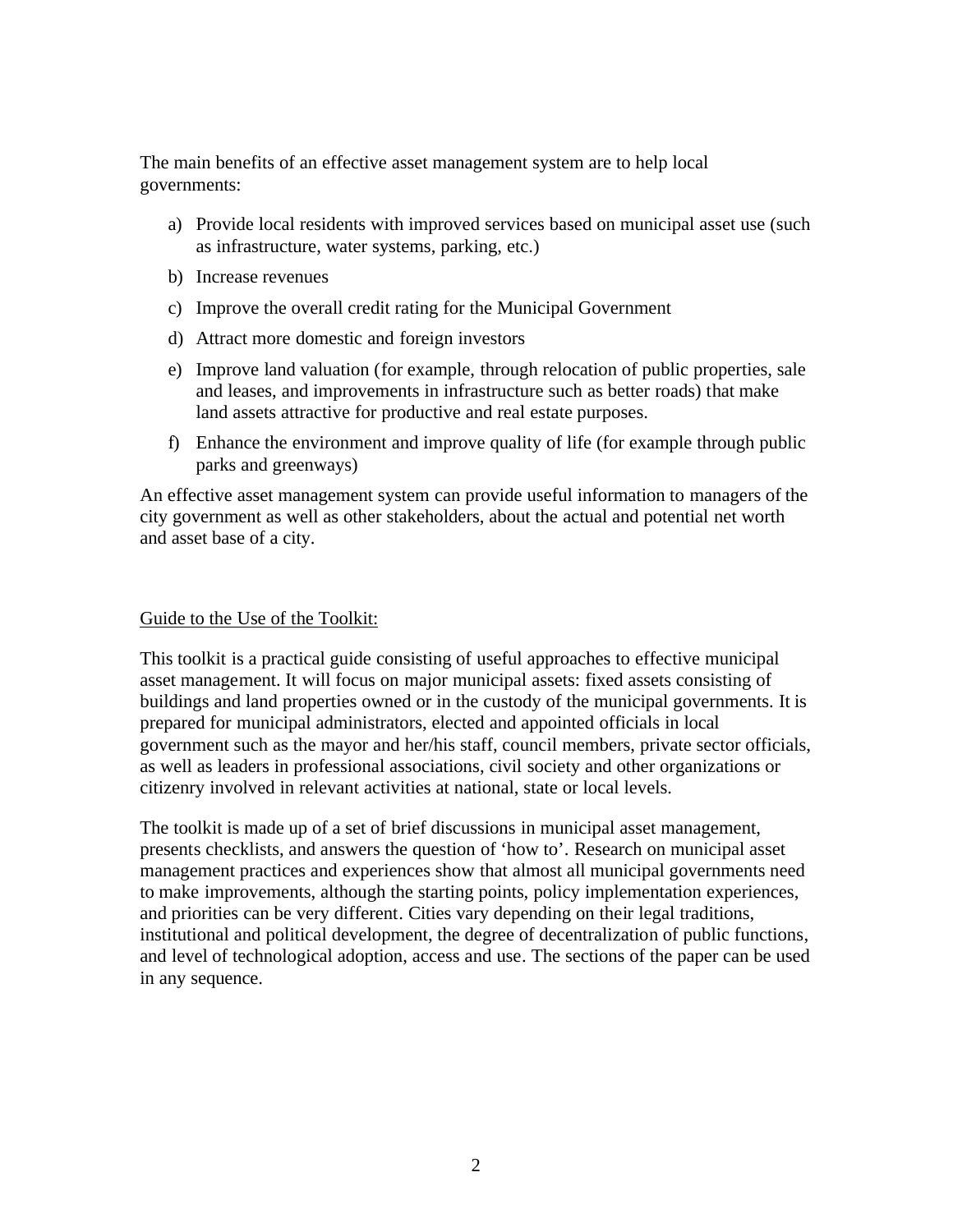The main benefits of an effective asset management system are to help local governments:

a) Provide local residents with improved services based on municipal asset use (such as infrastructure, water systems, parking, etc.)

b) Increase revenues

c) Improve the overall credit rating for the Municipal Government

d) Attract more domestic and foreign investors

e) Improve land valuation (for example, through relocation of public properties, sale and leases, and improvements in infrastructure such as better roads) that make land assets attractive for productive and real estate purposes.

f) Enhance the environment and improve quality of life (for example through public parks and greenways)

An effective asset management system can provide useful information to managers of the city government as well as other stakeholders, about the actual and potential net worth and asset base of a city.

<u>Guide to the Use of the Toolkit:</u>

This toolkit is a practical guide consisting of useful approaches to effective municipal asset management. It will focus on major municipal assets: fixed assets consisting of buildings and land properties owned or in the custody of the municipal governments. It is prepared for municipal administrators, elected and appointed officials in local government such as the mayor and her/his staff, council members, private sector officials, as well as leaders in professional associations, civil society and other organizations or citizenry involved in relevant activities at national, state or local levels.

The toolkit is made up of a set of brief discussions in municipal asset management, presents checklists, and answers the question of 'how to'. Research on municipal asset management practices and experiences show that almost all municipal governments need to make improvements, although the starting points, policy implementation experiences, and priorities can be very different. Cities vary depending on their legal traditions, institutional and political development, the degree of decentralization of public functions, and level of technological adoption, access and use. The sections of the paper can be used in any sequence.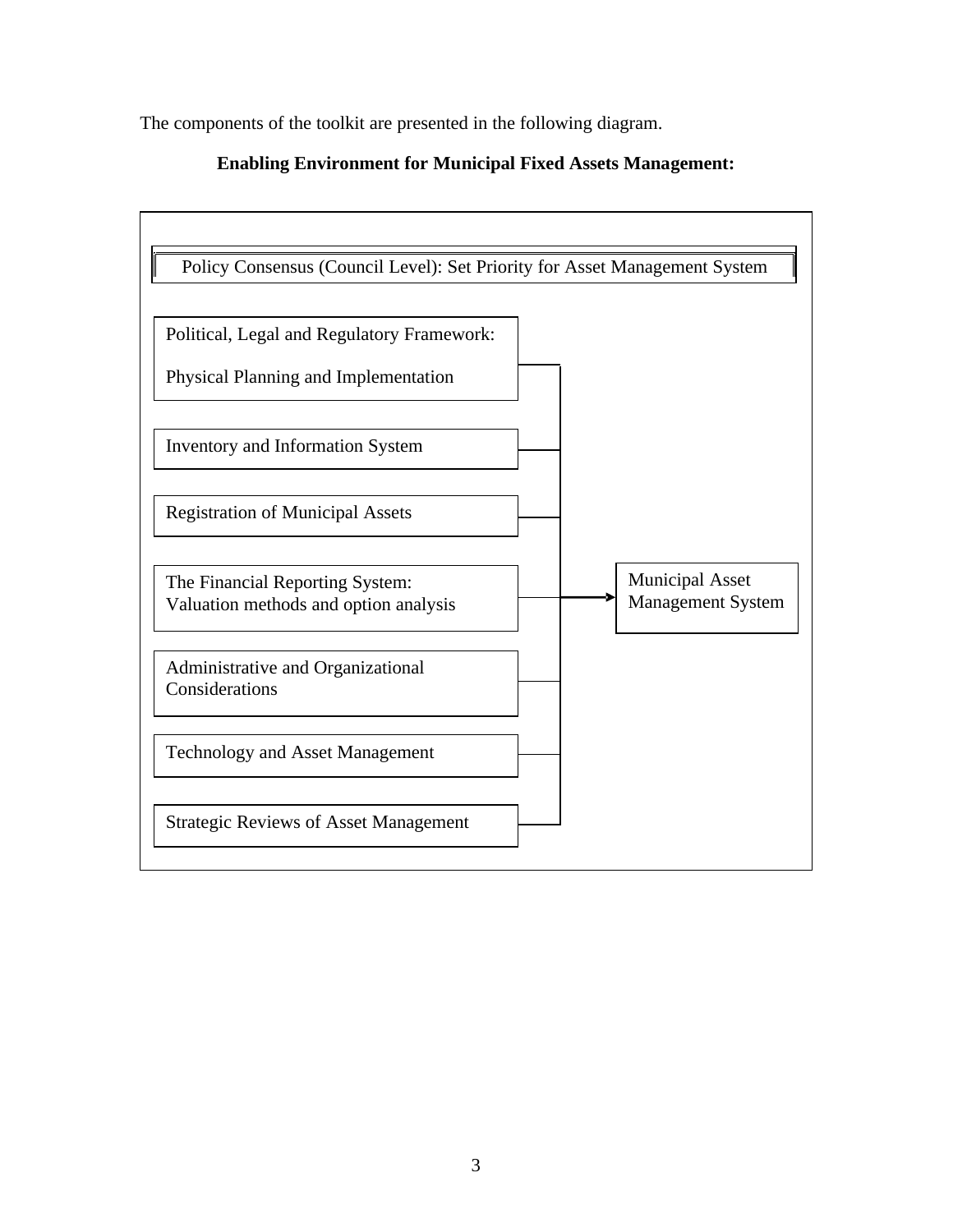The components of the toolkit are presented in the following diagram.

**Enabling Environment for Municipal Fixed Assets Management:**

Policy Consensus (Council Level): Set Priority for Asset Management System

- Political, Legal and Regulatory Framework: Physical Planning and Implementation
- Inventory and Information System
- Registration of Municipal Assets
- The Financial Reporting System: Valuation methods and option analysis
- Administrative and Organizational Considerations
- Technology and Asset Management
- Strategic Reviews of Asset Management

→ Municipal Asset Management System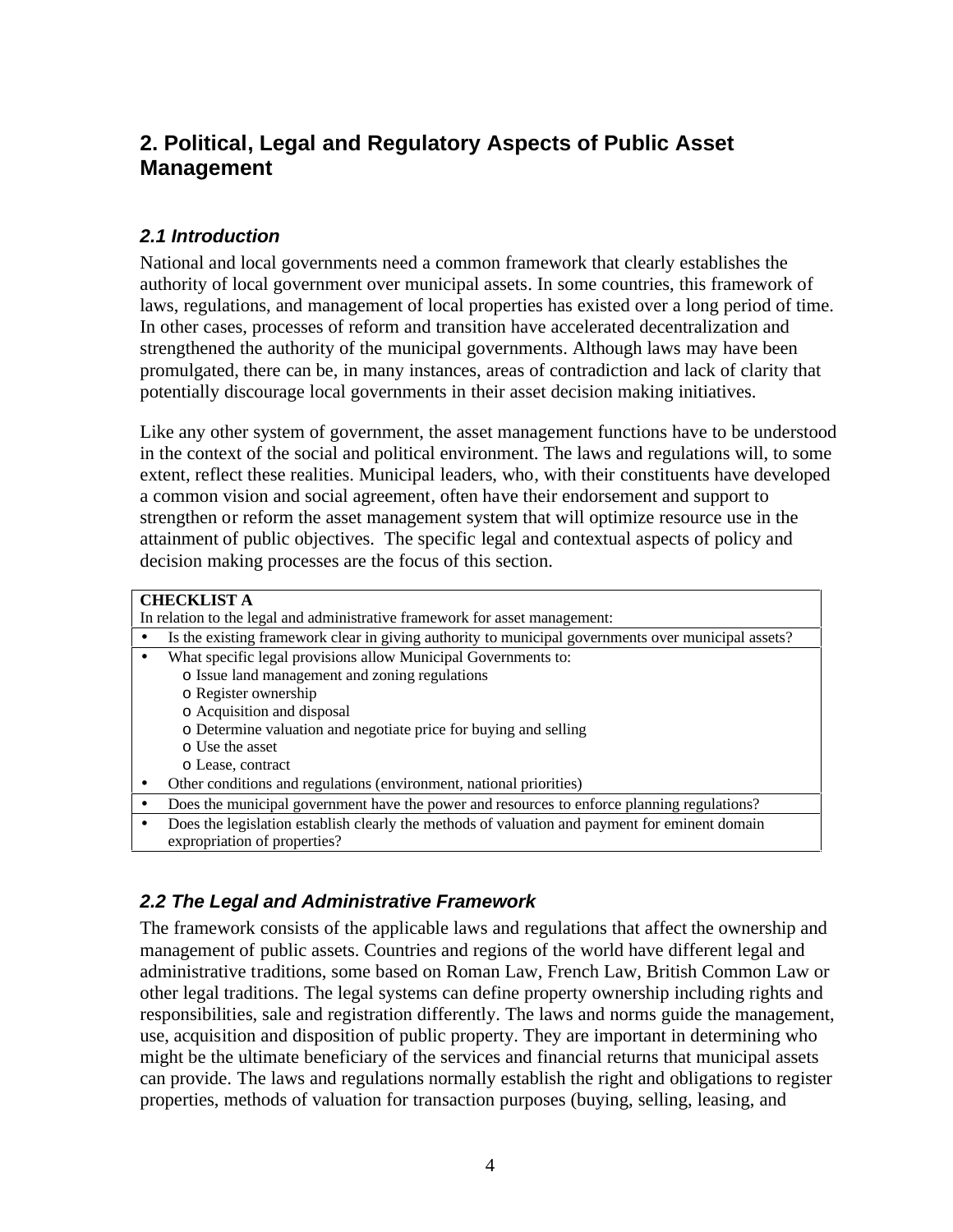## 2. Political, Legal and Regulatory Aspects of Public Asset Management

### *2.1 Introduction*

National and local governments need a common framework that clearly establishes the authority of local government over municipal assets. In some countries, this framework of laws, regulations, and management of local properties has existed over a long period of time. In other cases, processes of reform and transition have accelerated decentralization and strengthened the authority of the municipal governments. Although laws may have been promulgated, there can be, in many instances, areas of contradiction and lack of clarity that potentially discourage local governments in their asset decision making initiatives.

Like any other system of government, the asset management functions have to be understood in the context of the social and political environment. The laws and regulations will, to some extent, reflect these realities. Municipal leaders, who, with their constituents have developed a common vision and social agreement, often have their endorsement and support to strengthen or reform the asset management system that will optimize resource use in the attainment of public objectives. The specific legal and contextual aspects of policy and decision making processes are the focus of this section.

| **CHECKLIST A**<br>In relation to the legal and administrative framework for asset management: |
|---|
| • Is the existing framework clear in giving authority to municipal governments over municipal assets? |
| • What specific legal provisions allow Municipal Governments to:<br>o Issue land management and zoning regulations<br>o Register ownership<br>o Acquisition and disposal<br>o Determine valuation and negotiate price for buying and selling<br>o Use the asset<br>o Lease, contract<br>• Other conditions and regulations (environment, national priorities) |
| • Does the municipal government have the power and resources to enforce planning regulations? |
| • Does the legislation establish clearly the methods of valuation and payment for eminent domain expropriation of properties? |

### *2.2 The Legal and Administrative Framework*

The framework consists of the applicable laws and regulations that affect the ownership and management of public assets. Countries and regions of the world have different legal and administrative traditions, some based on Roman Law, French Law, British Common Law or other legal traditions. The legal systems can define property ownership including rights and responsibilities, sale and registration differently. The laws and norms guide the management, use, acquisition and disposition of public property. They are important in determining who might be the ultimate beneficiary of the services and financial returns that municipal assets can provide. The laws and regulations normally establish the right and obligations to register properties, methods of valuation for transaction purposes (buying, selling, leasing, and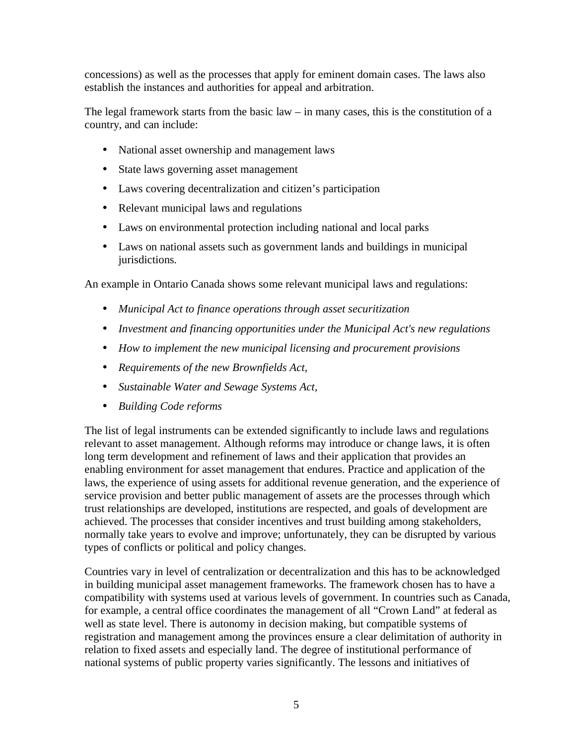concessions) as well as the processes that apply for eminent domain cases. The laws also establish the instances and authorities for appeal and arbitration.

The legal framework starts from the basic law – in many cases, this is the constitution of a country, and can include:

- National asset ownership and management laws
- State laws governing asset management
- Laws covering decentralization and citizen's participation
- Relevant municipal laws and regulations
- Laws on environmental protection including national and local parks
- Laws on national assets such as government lands and buildings in municipal jurisdictions.

An example in Ontario Canada shows some relevant municipal laws and regulations:

- *Municipal Act to finance operations through asset securitization*
- *Investment and financing opportunities under the Municipal Act's new regulations*
- *How to implement the new municipal licensing and procurement provisions*
- *Requirements of the new Brownfields Act,*
- *Sustainable Water and Sewage Systems Act,*
- *Building Code reforms*

The list of legal instruments can be extended significantly to include laws and regulations relevant to asset management. Although reforms may introduce or change laws, it is often long term development and refinement of laws and their application that provides an enabling environment for asset management that endures. Practice and application of the laws, the experience of using assets for additional revenue generation, and the experience of service provision and better public management of assets are the processes through which trust relationships are developed, institutions are respected, and goals of development are achieved. The processes that consider incentives and trust building among stakeholders, normally take years to evolve and improve; unfortunately, they can be disrupted by various types of conflicts or political and policy changes.

Countries vary in level of centralization or decentralization and this has to be acknowledged in building municipal asset management frameworks. The framework chosen has to have a compatibility with systems used at various levels of government. In countries such as Canada, for example, a central office coordinates the management of all "Crown Land" at federal as well as state level. There is autonomy in decision making, but compatible systems of registration and management among the provinces ensure a clear delimitation of authority in relation to fixed assets and especially land. The degree of institutional performance of national systems of public property varies significantly. The lessons and initiatives of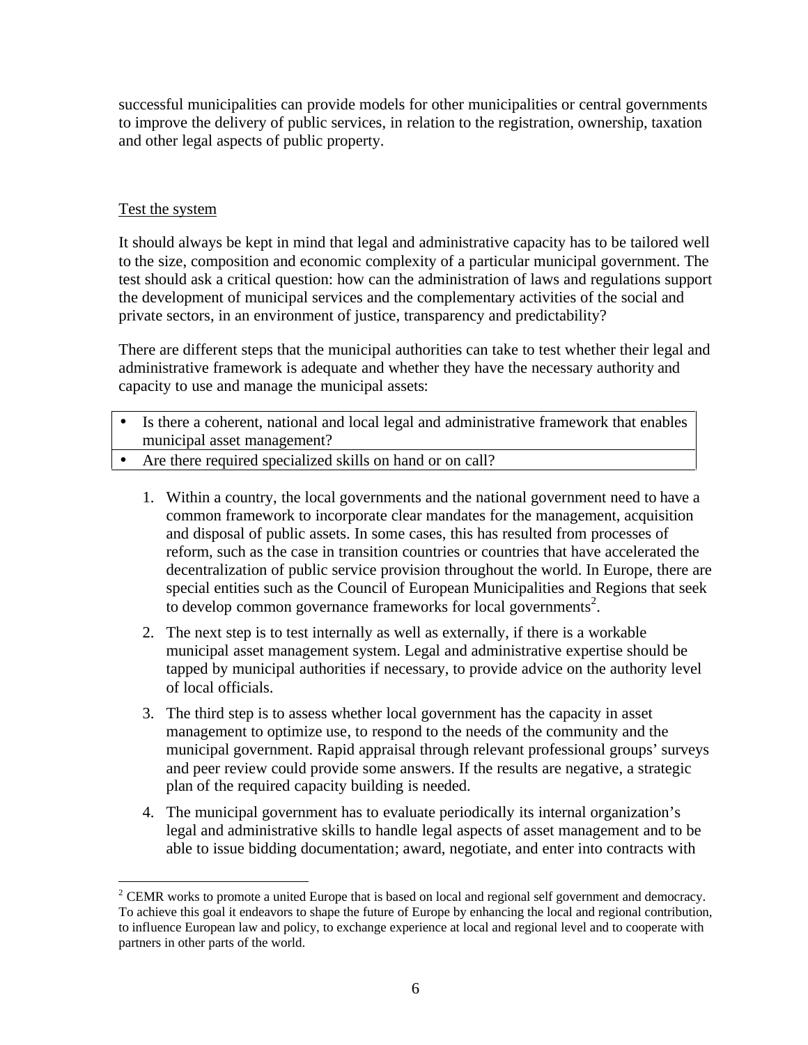successful municipalities can provide models for other municipalities or central governments to improve the delivery of public services, in relation to the registration, ownership, taxation and other legal aspects of public property.

Test the system

It should always be kept in mind that legal and administrative capacity has to be tailored well to the size, composition and economic complexity of a particular municipal government. The test should ask a critical question: how can the administration of laws and regulations support the development of municipal services and the complementary activities of the social and private sectors, in an environment of justice, transparency and predictability?

There are different steps that the municipal authorities can take to test whether their legal and administrative framework is adequate and whether they have the necessary authority and capacity to use and manage the municipal assets:

- Is there a coherent, national and local legal and administrative framework that enables municipal asset management?
- Are there required specialized skills on hand or on call?

1. Within a country, the local governments and the national government need to have a common framework to incorporate clear mandates for the management, acquisition and disposal of public assets. In some cases, this has resulted from processes of reform, such as the case in transition countries or countries that have accelerated the decentralization of public service provision throughout the world. In Europe, there are special entities such as the Council of European Municipalities and Regions that seek to develop common governance frameworks for local governments[2].

2. The next step is to test internally as well as externally, if there is a workable municipal asset management system. Legal and administrative expertise should be tapped by municipal authorities if necessary, to provide advice on the authority level of local officials.

3. The third step is to assess whether local government has the capacity in asset management to optimize use, to respond to the needs of the community and the municipal government. Rapid appraisal through relevant professional groups' surveys and peer review could provide some answers. If the results are negative, a strategic plan of the required capacity building is needed.

4. The municipal government has to evaluate periodically its internal organization's legal and administrative skills to handle legal aspects of asset management and to be able to issue bidding documentation; award, negotiate, and enter into contracts with

[2] CEMR works to promote a united Europe that is based on local and regional self government and democracy. To achieve this goal it endeavors to shape the future of Europe by enhancing the local and regional contribution, to influence European law and policy, to exchange experience at local and regional level and to cooperate with partners in other parts of the world.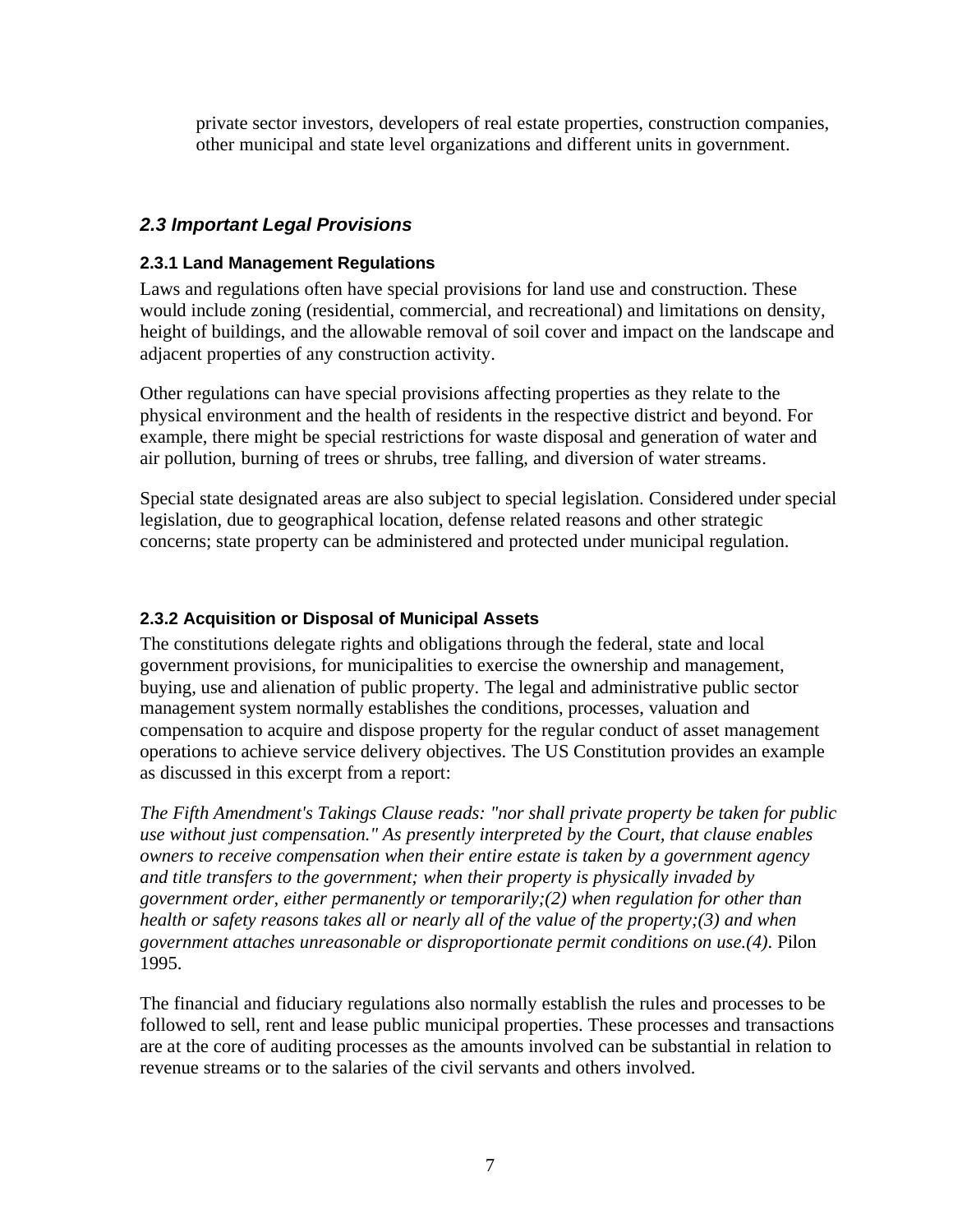private sector investors, developers of real estate properties, construction companies, other municipal and state level organizations and different units in government.

## *2.3 Important Legal Provisions*

### 2.3.1 Land Management Regulations

Laws and regulations often have special provisions for land use and construction. These would include zoning (residential, commercial, and recreational) and limitations on density, height of buildings, and the allowable removal of soil cover and impact on the landscape and adjacent properties of any construction activity.

Other regulations can have special provisions affecting properties as they relate to the physical environment and the health of residents in the respective district and beyond. For example, there might be special restrictions for waste disposal and generation of water and air pollution, burning of trees or shrubs, tree falling, and diversion of water streams.

Special state designated areas are also subject to special legislation. Considered under special legislation, due to geographical location, defense related reasons and other strategic concerns; state property can be administered and protected under municipal regulation.

### 2.3.2 Acquisition or Disposal of Municipal Assets

The constitutions delegate rights and obligations through the federal, state and local government provisions, for municipalities to exercise the ownership and management, buying, use and alienation of public property. The legal and administrative public sector management system normally establishes the conditions, processes, valuation and compensation to acquire and dispose property for the regular conduct of asset management operations to achieve service delivery objectives. The US Constitution provides an example as discussed in this excerpt from a report:

*The Fifth Amendment's Takings Clause reads: "nor shall private property be taken for public use without just compensation." As presently interpreted by the Court, that clause enables owners to receive compensation when their entire estate is taken by a government agency and title transfers to the government; when their property is physically invaded by government order, either permanently or temporarily;(2) when regulation for other than health or safety reasons takes all or nearly all of the value of the property;(3) and when government attaches unreasonable or disproportionate permit conditions on use.(4).* Pilon 1995.

The financial and fiduciary regulations also normally establish the rules and processes to be followed to sell, rent and lease public municipal properties. These processes and transactions are at the core of auditing processes as the amounts involved can be substantial in relation to revenue streams or to the salaries of the civil servants and others involved.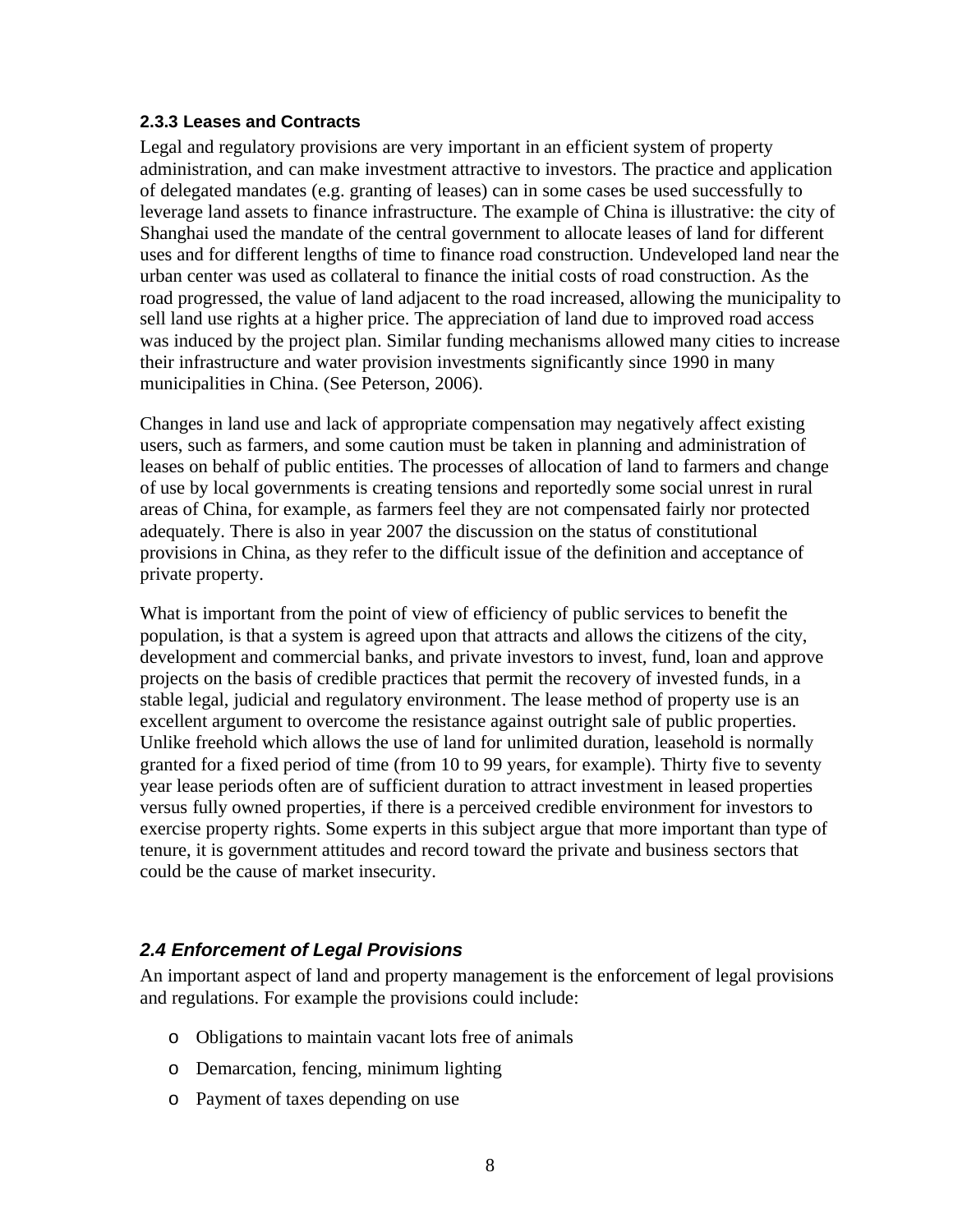### 2.3.3 Leases and Contracts

Legal and regulatory provisions are very important in an efficient system of property administration, and can make investment attractive to investors. The practice and application of delegated mandates (e.g. granting of leases) can in some cases be used successfully to leverage land assets to finance infrastructure. The example of China is illustrative: the city of Shanghai used the mandate of the central government to allocate leases of land for different uses and for different lengths of time to finance road construction. Undeveloped land near the urban center was used as collateral to finance the initial costs of road construction. As the road progressed, the value of land adjacent to the road increased, allowing the municipality to sell land use rights at a higher price. The appreciation of land due to improved road access was induced by the project plan. Similar funding mechanisms allowed many cities to increase their infrastructure and water provision investments significantly since 1990 in many municipalities in China. (See Peterson, 2006).

Changes in land use and lack of appropriate compensation may negatively affect existing users, such as farmers, and some caution must be taken in planning and administration of leases on behalf of public entities. The processes of allocation of land to farmers and change of use by local governments is creating tensions and reportedly some social unrest in rural areas of China, for example, as farmers feel they are not compensated fairly nor protected adequately. There is also in year 2007 the discussion on the status of constitutional provisions in China, as they refer to the difficult issue of the definition and acceptance of private property.

What is important from the point of view of efficiency of public services to benefit the population, is that a system is agreed upon that attracts and allows the citizens of the city, development and commercial banks, and private investors to invest, fund, loan and approve projects on the basis of credible practices that permit the recovery of invested funds, in a stable legal, judicial and regulatory environment. The lease method of property use is an excellent argument to overcome the resistance against outright sale of public properties. Unlike freehold which allows the use of land for unlimited duration, leasehold is normally granted for a fixed period of time (from 10 to 99 years, for example). Thirty five to seventy year lease periods often are of sufficient duration to attract investment in leased properties versus fully owned properties, if there is a perceived credible environment for investors to exercise property rights. Some experts in this subject argue that more important than type of tenure, it is government attitudes and record toward the private and business sectors that could be the cause of market insecurity.

## *2.4 Enforcement of Legal Provisions*

An important aspect of land and property management is the enforcement of legal provisions and regulations. For example the provisions could include:

- Obligations to maintain vacant lots free of animals
- Demarcation, fencing, minimum lighting
- Payment of taxes depending on use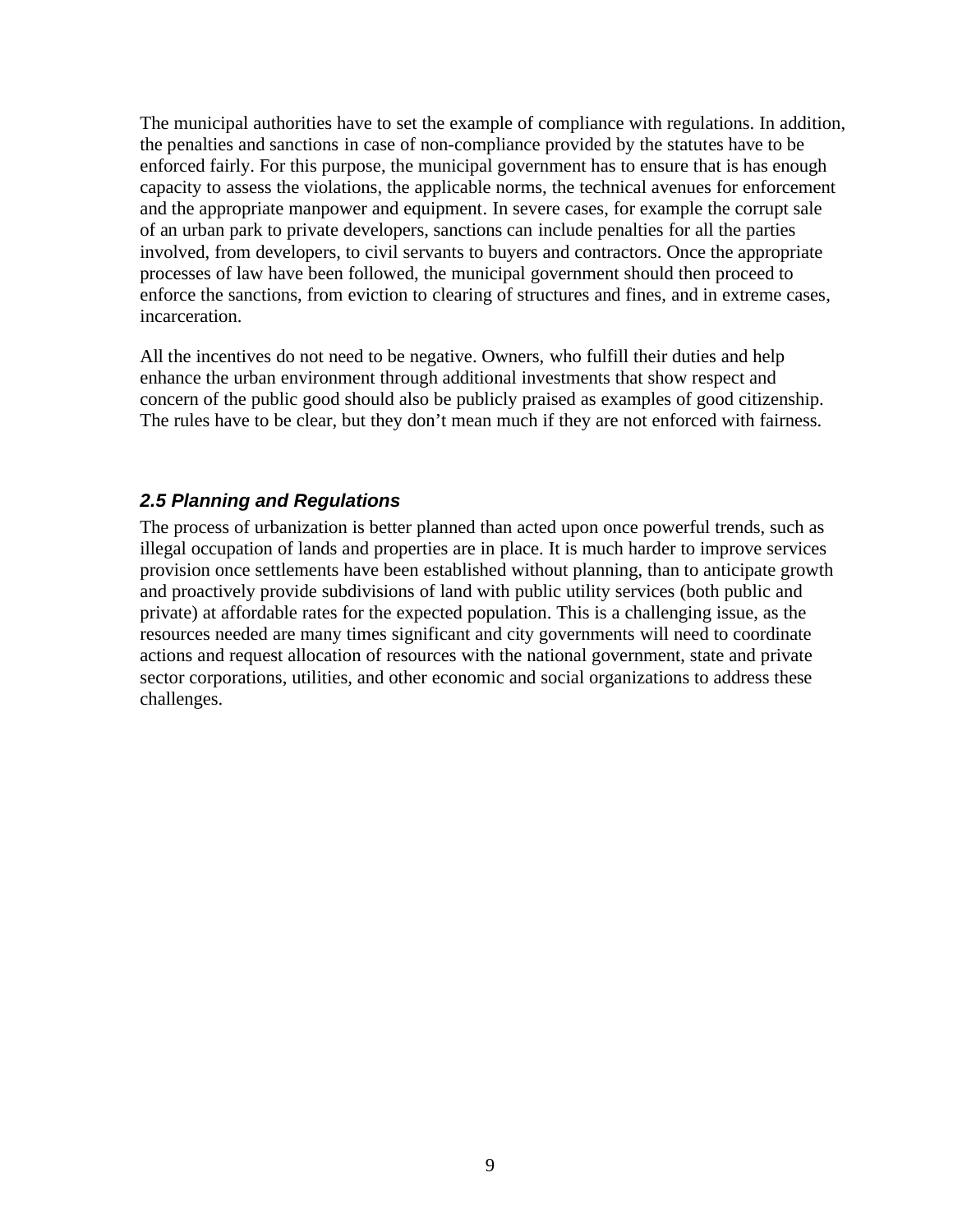The municipal authorities have to set the example of compliance with regulations. In addition, the penalties and sanctions in case of non-compliance provided by the statutes have to be enforced fairly. For this purpose, the municipal government has to ensure that is has enough capacity to assess the violations, the applicable norms, the technical avenues for enforcement and the appropriate manpower and equipment. In severe cases, for example the corrupt sale of an urban park to private developers, sanctions can include penalties for all the parties involved, from developers, to civil servants to buyers and contractors. Once the appropriate processes of law have been followed, the municipal government should then proceed to enforce the sanctions, from eviction to clearing of structures and fines, and in extreme cases, incarceration.

All the incentives do not need to be negative. Owners, who fulfill their duties and help enhance the urban environment through additional investments that show respect and concern of the public good should also be publicly praised as examples of good citizenship. The rules have to be clear, but they don't mean much if they are not enforced with fairness.

### *2.5 Planning and Regulations*

The process of urbanization is better planned than acted upon once powerful trends, such as illegal occupation of lands and properties are in place. It is much harder to improve services provision once settlements have been established without planning, than to anticipate growth and proactively provide subdivisions of land with public utility services (both public and private) at affordable rates for the expected population. This is a challenging issue, as the resources needed are many times significant and city governments will need to coordinate actions and request allocation of resources with the national government, state and private sector corporations, utilities, and other economic and social organizations to address these challenges.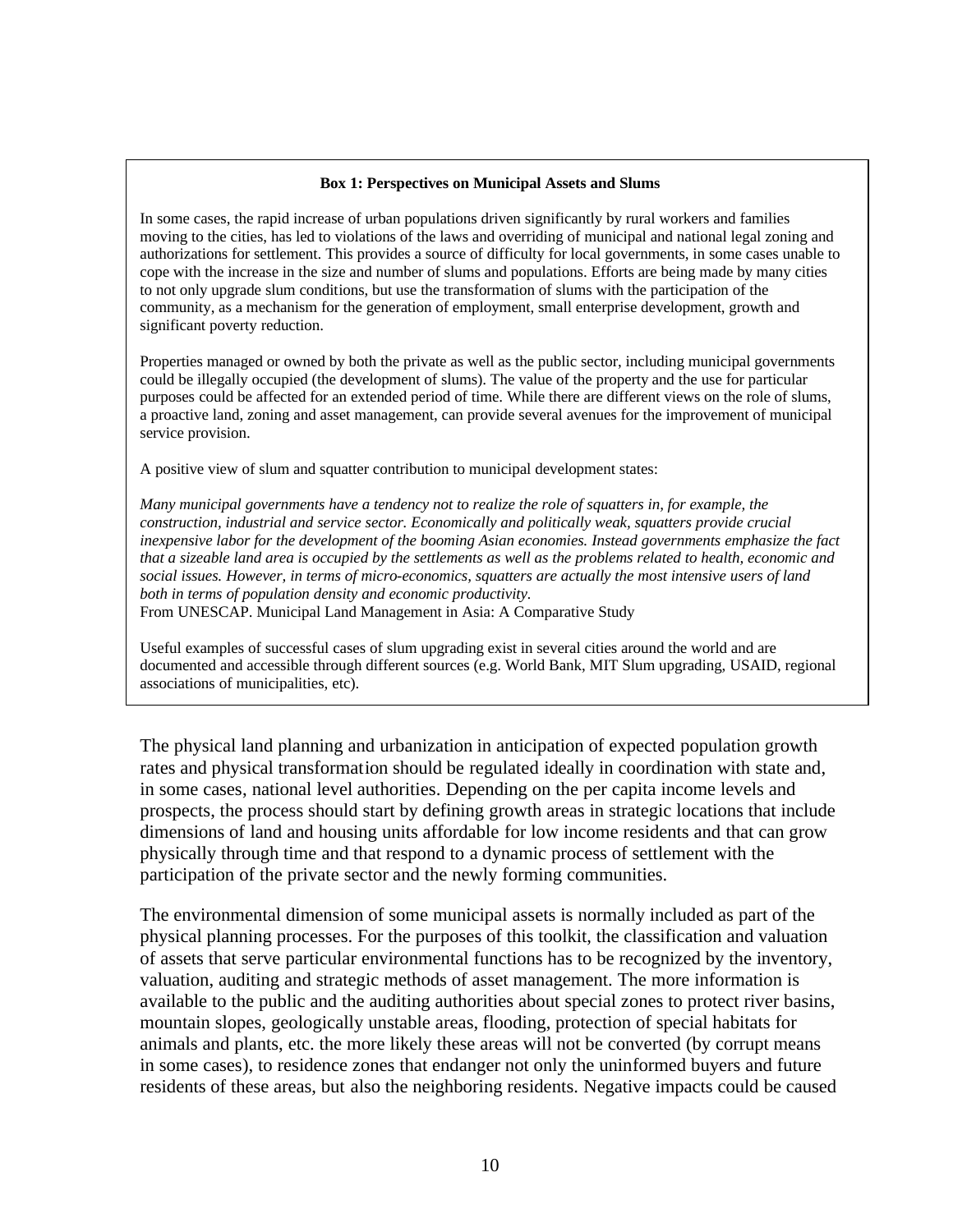**Box 1: Perspectives on Municipal Assets and Slums**

In some cases, the rapid increase of urban populations driven significantly by rural workers and families moving to the cities, has led to violations of the laws and overriding of municipal and national legal zoning and authorizations for settlement. This provides a source of difficulty for local governments, in some cases unable to cope with the increase in the size and number of slums and populations. Efforts are being made by many cities to not only upgrade slum conditions, but use the transformation of slums with the participation of the community, as a mechanism for the generation of employment, small enterprise development, growth and significant poverty reduction.

Properties managed or owned by both the private as well as the public sector, including municipal governments could be illegally occupied (the development of slums). The value of the property and the use for particular purposes could be affected for an extended period of time. While there are different views on the role of slums, a proactive land, zoning and asset management, can provide several avenues for the improvement of municipal service provision.

A positive view of slum and squatter contribution to municipal development states:

*Many municipal governments have a tendency not to realize the role of squatters in, for example, the construction, industrial and service sector. Economically and politically weak, squatters provide crucial inexpensive labor for the development of the booming Asian economies. Instead governments emphasize the fact that a sizeable land area is occupied by the settlements as well as the problems related to health, economic and social issues. However, in terms of micro-economics, squatters are actually the most intensive users of land both in terms of population density and economic productivity.*
From UNESCAP. Municipal Land Management in Asia: A Comparative Study

Useful examples of successful cases of slum upgrading exist in several cities around the world and are documented and accessible through different sources (e.g. World Bank, MIT Slum upgrading, USAID, regional associations of municipalities, etc).

The physical land planning and urbanization in anticipation of expected population growth rates and physical transformation should be regulated ideally in coordination with state and, in some cases, national level authorities. Depending on the per capita income levels and prospects, the process should start by defining growth areas in strategic locations that include dimensions of land and housing units affordable for low income residents and that can grow physically through time and that respond to a dynamic process of settlement with the participation of the private sector and the newly forming communities.

The environmental dimension of some municipal assets is normally included as part of the physical planning processes. For the purposes of this toolkit, the classification and valuation of assets that serve particular environmental functions has to be recognized by the inventory, valuation, auditing and strategic methods of asset management. The more information is available to the public and the auditing authorities about special zones to protect river basins, mountain slopes, geologically unstable areas, flooding, protection of special habitats for animals and plants, etc. the more likely these areas will not be converted (by corrupt means in some cases), to residence zones that endanger not only the uninformed buyers and future residents of these areas, but also the neighboring residents. Negative impacts could be caused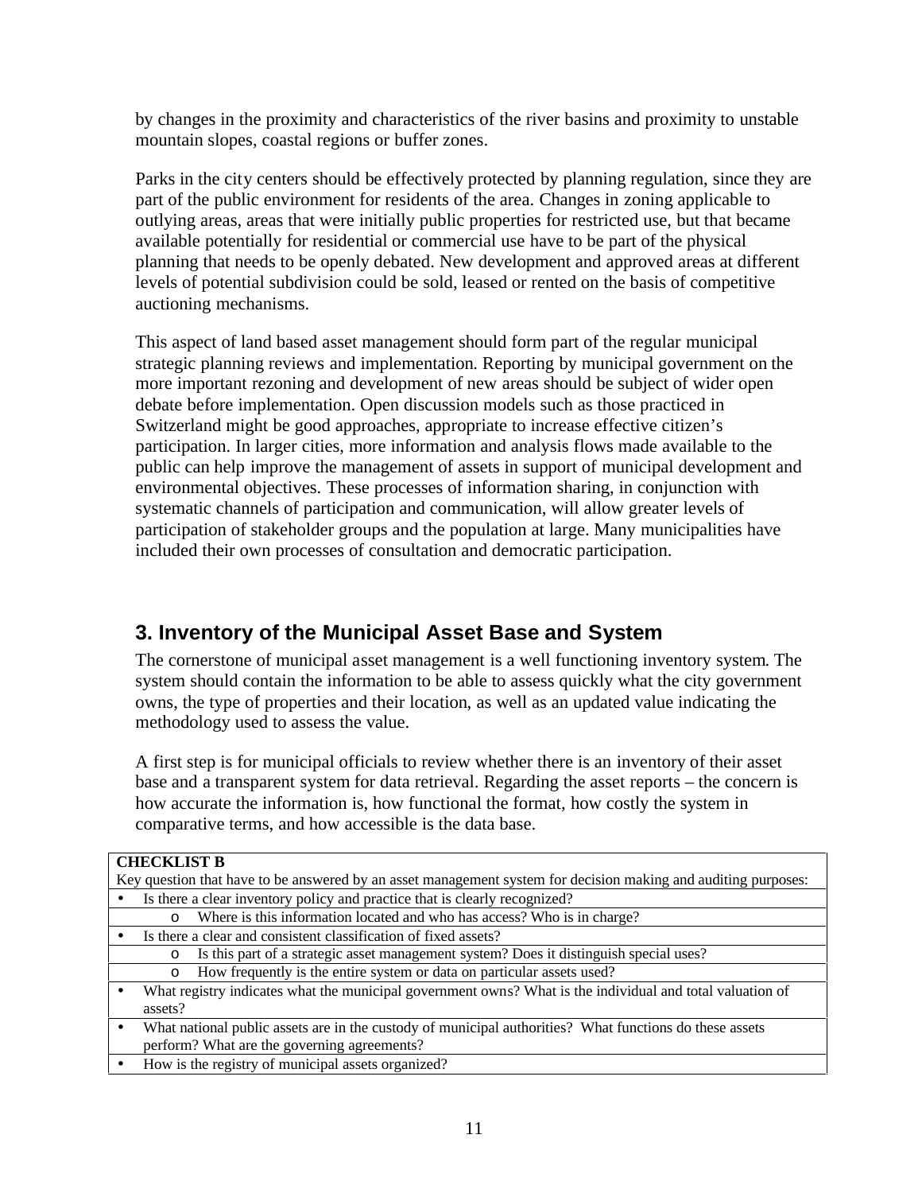by changes in the proximity and characteristics of the river basins and proximity to unstable mountain slopes, coastal regions or buffer zones.

Parks in the city centers should be effectively protected by planning regulation, since they are part of the public environment for residents of the area. Changes in zoning applicable to outlying areas, areas that were initially public properties for restricted use, but that became available potentially for residential or commercial use have to be part of the physical planning that needs to be openly debated. New development and approved areas at different levels of potential subdivision could be sold, leased or rented on the basis of competitive auctioning mechanisms.

This aspect of land based asset management should form part of the regular municipal strategic planning reviews and implementation. Reporting by municipal government on the more important rezoning and development of new areas should be subject of wider open debate before implementation. Open discussion models such as those practiced in Switzerland might be good approaches, appropriate to increase effective citizen's participation. In larger cities, more information and analysis flows made available to the public can help improve the management of assets in support of municipal development and environmental objectives. These processes of information sharing, in conjunction with systematic channels of participation and communication, will allow greater levels of participation of stakeholder groups and the population at large. Many municipalities have included their own processes of consultation and democratic participation.

## 3. Inventory of the Municipal Asset Base and System

The cornerstone of municipal asset management is a well functioning inventory system. The system should contain the information to be able to assess quickly what the city government owns, the type of properties and their location, as well as an updated value indicating the methodology used to assess the value.

A first step is for municipal officials to review whether there is an inventory of their asset base and a transparent system for data retrieval. Regarding the asset reports – the concern is how accurate the information is, how functional the format, how costly the system in comparative terms, and how accessible is the data base.

| **CHECKLIST B** |
|---|
| Key question that have to be answered by an asset management system for decision making and auditing purposes: |
| • Is there a clear inventory policy and practice that is clearly recognized? |
| o Where is this information located and who has access? Who is in charge? |
| • Is there a clear and consistent classification of fixed assets? |
| o Is this part of a strategic asset management system? Does it distinguish special uses? |
| o How frequently is the entire system or data on particular assets used? |
| • What registry indicates what the municipal government owns? What is the individual and total valuation of assets? |
| • What national public assets are in the custody of municipal authorities? What functions do these assets perform? What are the governing agreements? |
| • How is the registry of municipal assets organized? |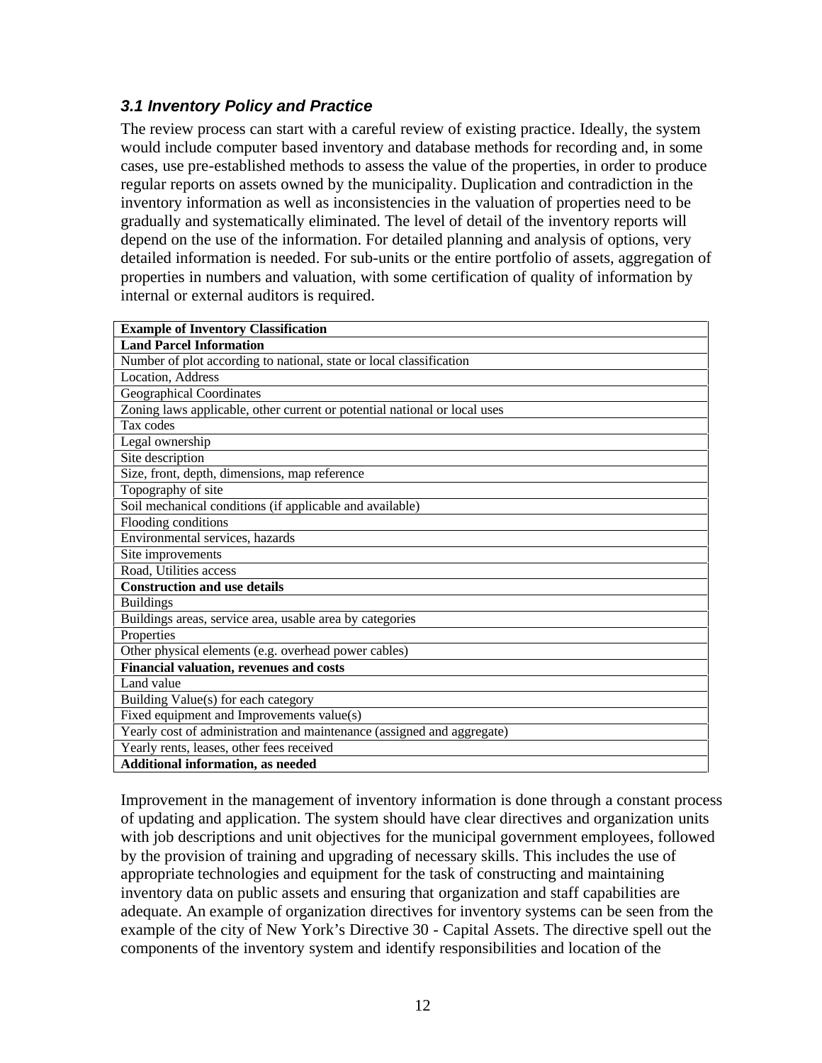### *3.1 Inventory Policy and Practice*

The review process can start with a careful review of existing practice. Ideally, the system would include computer based inventory and database methods for recording and, in some cases, use pre-established methods to assess the value of the properties, in order to produce regular reports on assets owned by the municipality. Duplication and contradiction in the inventory information as well as inconsistencies in the valuation of properties need to be gradually and systematically eliminated. The level of detail of the inventory reports will depend on the use of the information. For detailed planning and analysis of options, very detailed information is needed. For sub-units or the entire portfolio of assets, aggregation of properties in numbers and valuation, with some certification of quality of information by internal or external auditors is required.

| **Example of Inventory Classification** |
|---|
| **Land Parcel Information** |
| Number of plot according to national, state or local classification |
| Location, Address |
| Geographical Coordinates |
| Zoning laws applicable, other current or potential national or local uses |
| Tax codes |
| Legal ownership |
| Site description |
| Size, front, depth, dimensions, map reference |
| Topography of site |
| Soil mechanical conditions (if applicable and available) |
| Flooding conditions |
| Environmental services, hazards |
| Site improvements |
| Road, Utilities access |
| **Construction and use details** |
| Buildings |
| Buildings areas, service area, usable area by categories |
| Properties |
| Other physical elements (e.g. overhead power cables) |
| **Financial valuation, revenues and costs** |
| Land value |
| Building Value(s) for each category |
| Fixed equipment and Improvements value(s) |
| Yearly cost of administration and maintenance (assigned and aggregate) |
| Yearly rents, leases, other fees received |
| **Additional information, as needed** |

Improvement in the management of inventory information is done through a constant process of updating and application. The system should have clear directives and organization units with job descriptions and unit objectives for the municipal government employees, followed by the provision of training and upgrading of necessary skills. This includes the use of appropriate technologies and equipment for the task of constructing and maintaining inventory data on public assets and ensuring that organization and staff capabilities are adequate. An example of organization directives for inventory systems can be seen from the example of the city of New York's Directive 30 - Capital Assets. The directive spell out the components of the inventory system and identify responsibilities and location of the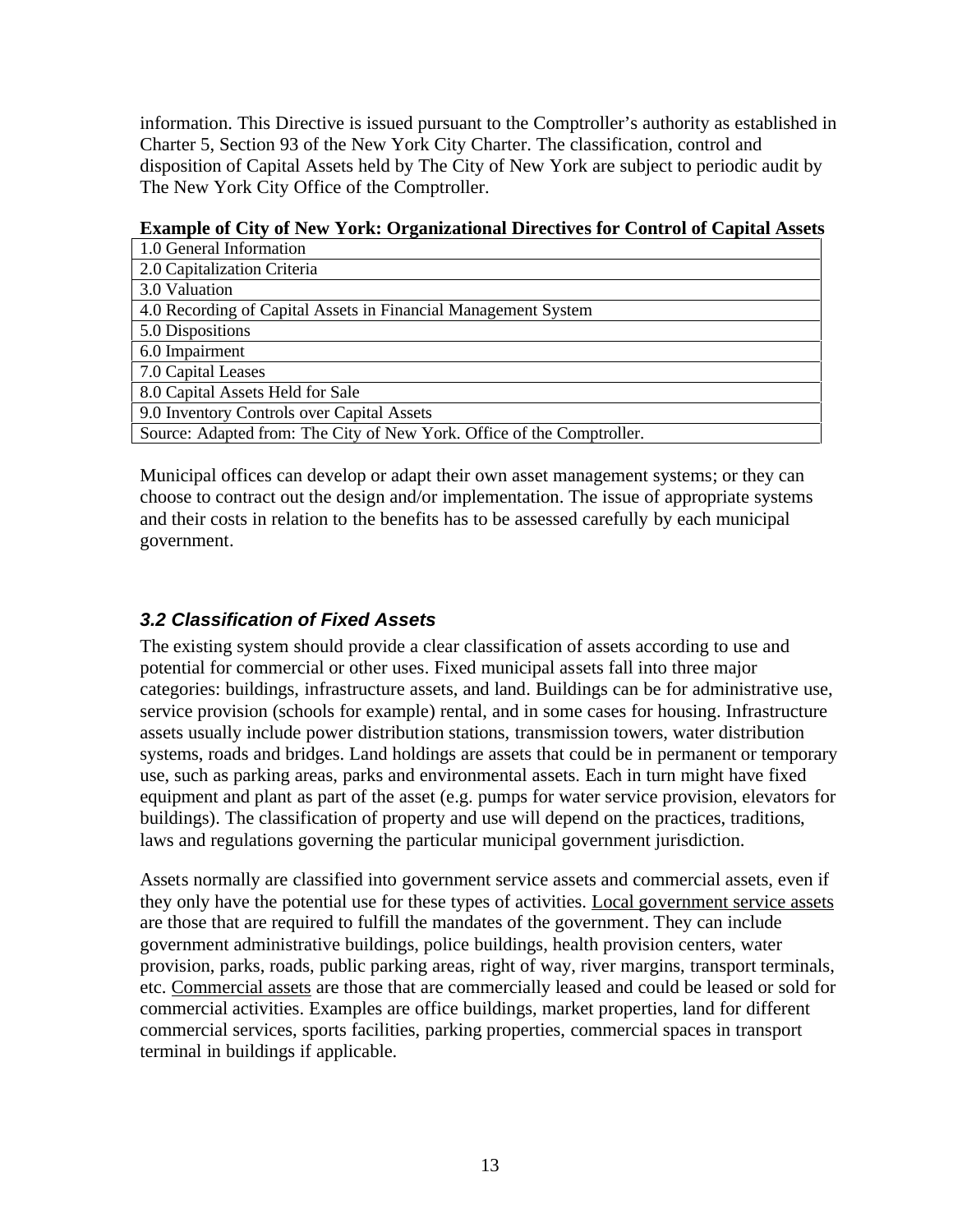information. This Directive is issued pursuant to the Comptroller's authority as established in Charter 5, Section 93 of the New York City Charter. The classification, control and disposition of Capital Assets held by The City of New York are subject to periodic audit by The New York City Office of the Comptroller.

**Example of City of New York: Organizational Directives for Control of Capital Assets**

| 1.0 General Information |
|---|
| 2.0 Capitalization Criteria |
| 3.0 Valuation |
| 4.0 Recording of Capital Assets in Financial Management System |
| 5.0 Dispositions |
| 6.0 Impairment |
| 7.0 Capital Leases |
| 8.0 Capital Assets Held for Sale |
| 9.0 Inventory Controls over Capital Assets |
| Source: Adapted from: The City of New York. Office of the Comptroller. |

Municipal offices can develop or adapt their own asset management systems; or they can choose to contract out the design and/or implementation. The issue of appropriate systems and their costs in relation to the benefits has to be assessed carefully by each municipal government.

### *3.2 Classification of Fixed Assets*

The existing system should provide a clear classification of assets according to use and potential for commercial or other uses. Fixed municipal assets fall into three major categories: buildings, infrastructure assets, and land. Buildings can be for administrative use, service provision (schools for example) rental, and in some cases for housing. Infrastructure assets usually include power distribution stations, transmission towers, water distribution systems, roads and bridges. Land holdings are assets that could be in permanent or temporary use, such as parking areas, parks and environmental assets. Each in turn might have fixed equipment and plant as part of the asset (e.g. pumps for water service provision, elevators for buildings). The classification of property and use will depend on the practices, traditions, laws and regulations governing the particular municipal government jurisdiction.

Assets normally are classified into government service assets and commercial assets, even if they only have the potential use for these types of activities. Local government service assets are those that are required to fulfill the mandates of the government. They can include government administrative buildings, police buildings, health provision centers, water provision, parks, roads, public parking areas, right of way, river margins, transport terminals, etc. Commercial assets are those that are commercially leased and could be leased or sold for commercial activities. Examples are office buildings, market properties, land for different commercial services, sports facilities, parking properties, commercial spaces in transport terminal in buildings if applicable.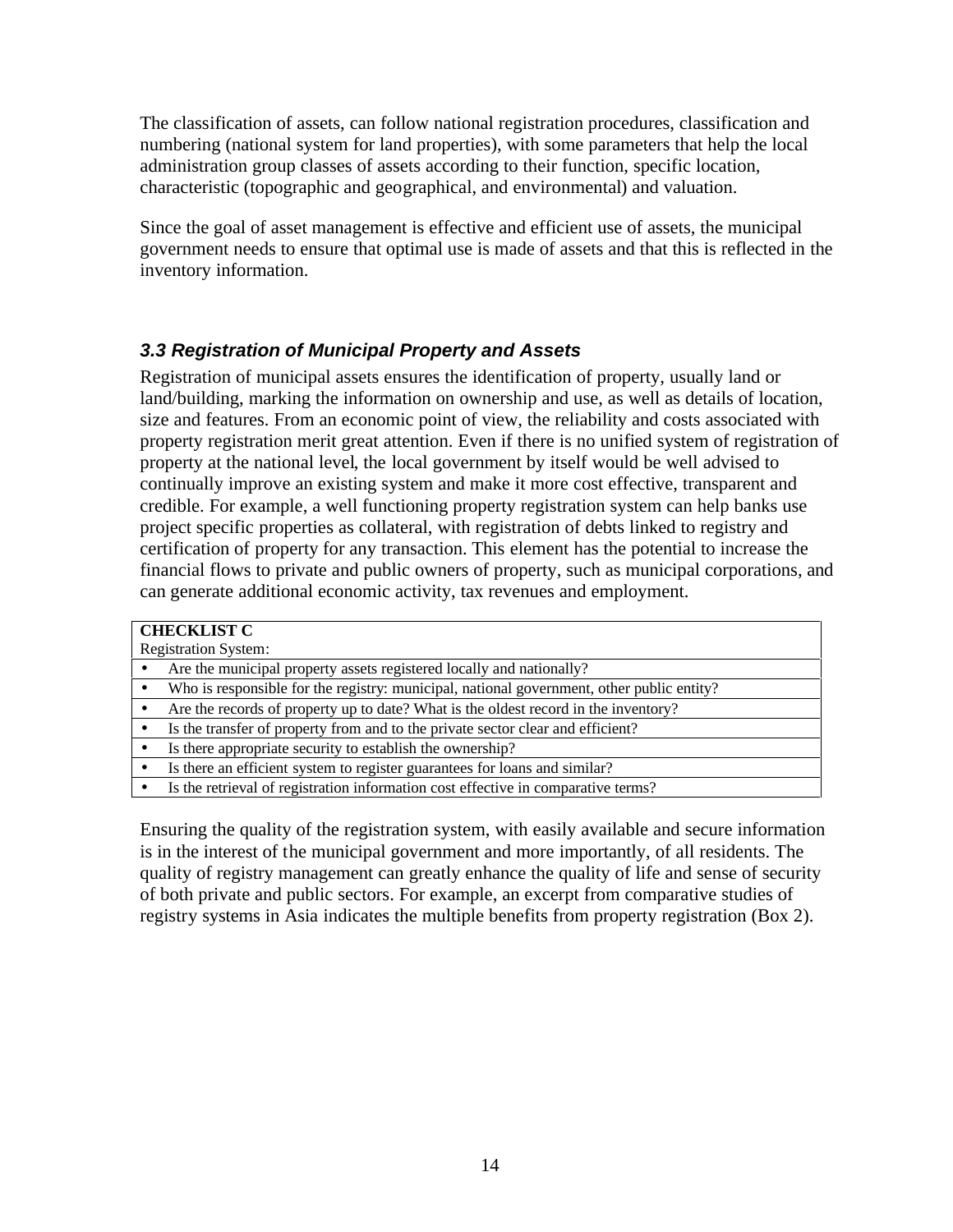The classification of assets, can follow national registration procedures, classification and numbering (national system for land properties), with some parameters that help the local administration group classes of assets according to their function, specific location, characteristic (topographic and geographical, and environmental) and valuation.

Since the goal of asset management is effective and efficient use of assets, the municipal government needs to ensure that optimal use is made of assets and that this is reflected in the inventory information.

### *3.3 Registration of Municipal Property and Assets*

Registration of municipal assets ensures the identification of property, usually land or land/building, marking the information on ownership and use, as well as details of location, size and features. From an economic point of view, the reliability and costs associated with property registration merit great attention. Even if there is no unified system of registration of property at the national level, the local government by itself would be well advised to continually improve an existing system and make it more cost effective, transparent and credible. For example, a well functioning property registration system can help banks use project specific properties as collateral, with registration of debts linked to registry and certification of property for any transaction. This element has the potential to increase the financial flows to private and public owners of property, such as municipal corporations, and can generate additional economic activity, tax revenues and employment.

| **CHECKLIST C**<br>Registration System: |
|---|
| • Are the municipal property assets registered locally and nationally? |
| • Who is responsible for the registry: municipal, national government, other public entity? |
| • Are the records of property up to date? What is the oldest record in the inventory? |
| • Is the transfer of property from and to the private sector clear and efficient? |
| • Is there appropriate security to establish the ownership? |
| • Is there an efficient system to register guarantees for loans and similar? |
| • Is the retrieval of registration information cost effective in comparative terms? |

Ensuring the quality of the registration system, with easily available and secure information is in the interest of the municipal government and more importantly, of all residents. The quality of registry management can greatly enhance the quality of life and sense of security of both private and public sectors. For example, an excerpt from comparative studies of registry systems in Asia indicates the multiple benefits from property registration (Box 2).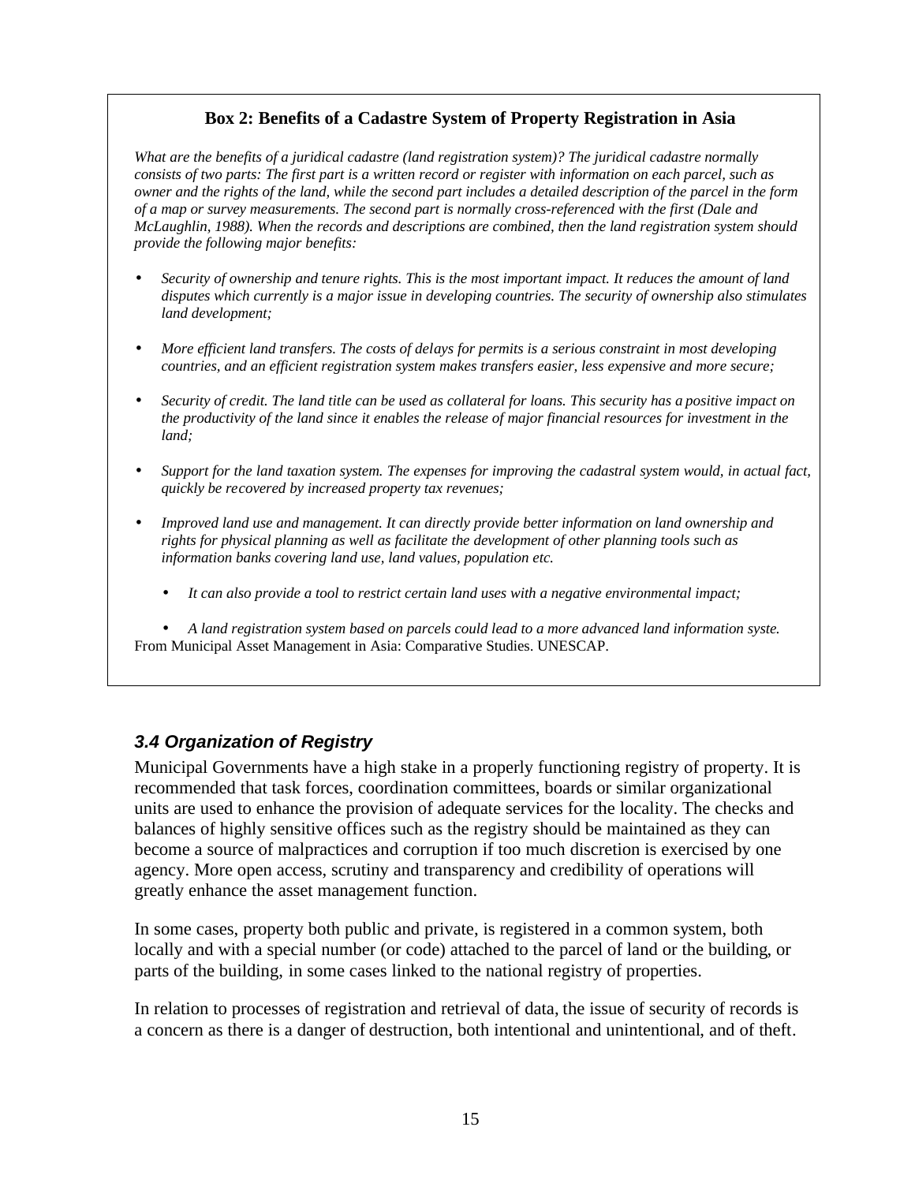**Box 2: Benefits of a Cadastre System of Property Registration in Asia**

*What are the benefits of a juridical cadastre (land registration system)? The juridical cadastre normally consists of two parts: The first part is a written record or register with information on each parcel, such as owner and the rights of the land, while the second part includes a detailed description of the parcel in the form of a map or survey measurements. The second part is normally cross-referenced with the first (Dale and McLaughlin, 1988). When the records and descriptions are combined, then the land registration system should provide the following major benefits:*

- *Security of ownership and tenure rights. This is the most important impact. It reduces the amount of land disputes which currently is a major issue in developing countries. The security of ownership also stimulates land development;*
- *More efficient land transfers. The costs of delays for permits is a serious constraint in most developing countries, and an efficient registration system makes transfers easier, less expensive and more secure;*
- *Security of credit. The land title can be used as collateral for loans. This security has a positive impact on the productivity of the land since it enables the release of major financial resources for investment in the land;*
- *Support for the land taxation system. The expenses for improving the cadastral system would, in actual fact, quickly be recovered by increased property tax revenues;*
- *Improved land use and management. It can directly provide better information on land ownership and rights for physical planning as well as facilitate the development of other planning tools such as information banks covering land use, land values, population etc.*
  - *It can also provide a tool to restrict certain land uses with a negative environmental impact;*
  - *A land registration system based on parcels could lead to a more advanced land information syste.*

From Municipal Asset Management in Asia: Comparative Studies. UNESCAP.

### *3.4 Organization of Registry*

Municipal Governments have a high stake in a properly functioning registry of property. It is recommended that task forces, coordination committees, boards or similar organizational units are used to enhance the provision of adequate services for the locality. The checks and balances of highly sensitive offices such as the registry should be maintained as they can become a source of malpractices and corruption if too much discretion is exercised by one agency. More open access, scrutiny and transparency and credibility of operations will greatly enhance the asset management function.

In some cases, property both public and private, is registered in a common system, both locally and with a special number (or code) attached to the parcel of land or the building, or parts of the building, in some cases linked to the national registry of properties.

In relation to processes of registration and retrieval of data, the issue of security of records is a concern as there is a danger of destruction, both intentional and unintentional, and of theft.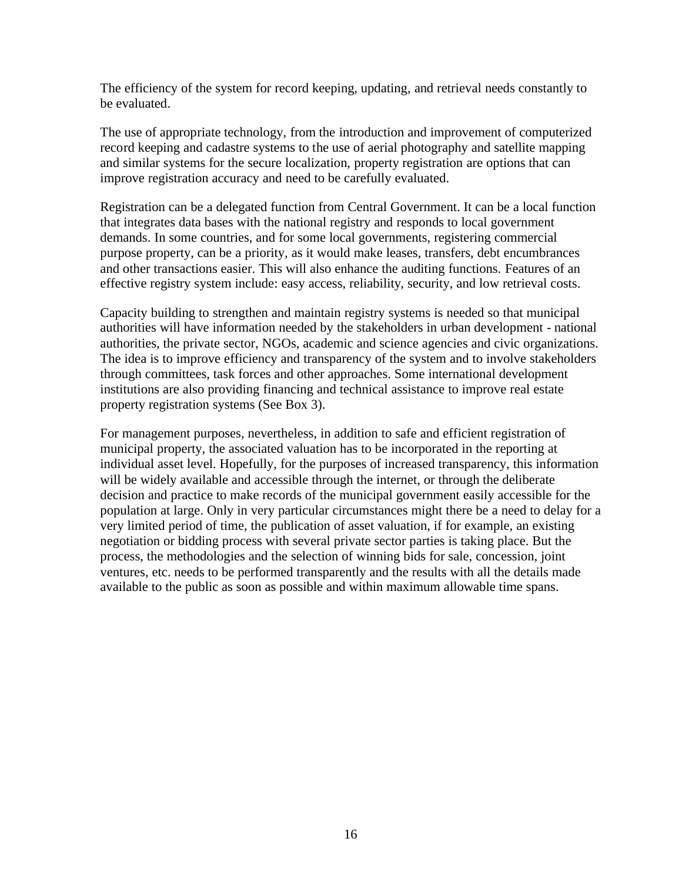The efficiency of the system for record keeping, updating, and retrieval needs constantly to be evaluated.

The use of appropriate technology, from the introduction and improvement of computerized record keeping and cadastre systems to the use of aerial photography and satellite mapping and similar systems for the secure localization, property registration are options that can improve registration accuracy and need to be carefully evaluated.

Registration can be a delegated function from Central Government. It can be a local function that integrates data bases with the national registry and responds to local government demands. In some countries, and for some local governments, registering commercial purpose property, can be a priority, as it would make leases, transfers, debt encumbrances and other transactions easier. This will also enhance the auditing functions. Features of an effective registry system include: easy access, reliability, security, and low retrieval costs.

Capacity building to strengthen and maintain registry systems is needed so that municipal authorities will have information needed by the stakeholders in urban development - national authorities, the private sector, NGOs, academic and science agencies and civic organizations. The idea is to improve efficiency and transparency of the system and to involve stakeholders through committees, task forces and other approaches. Some international development institutions are also providing financing and technical assistance to improve real estate property registration systems (See Box 3).

For management purposes, nevertheless, in addition to safe and efficient registration of municipal property, the associated valuation has to be incorporated in the reporting at individual asset level. Hopefully, for the purposes of increased transparency, this information will be widely available and accessible through the internet, or through the deliberate decision and practice to make records of the municipal government easily accessible for the population at large. Only in very particular circumstances might there be a need to delay for a very limited period of time, the publication of asset valuation, if for example, an existing negotiation or bidding process with several private sector parties is taking place. But the process, the methodologies and the selection of winning bids for sale, concession, joint ventures, etc. needs to be performed transparently and the results with all the details made available to the public as soon as possible and within maximum allowable time spans.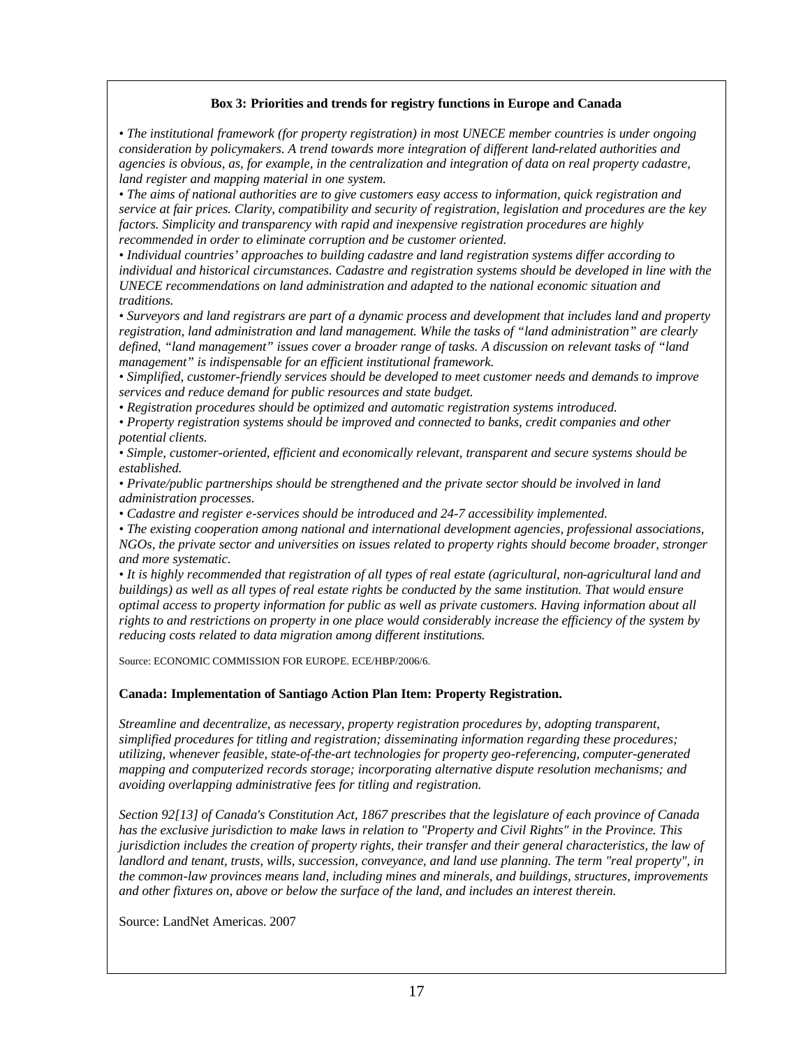**Box 3: Priorities and trends for registry functions in Europe and Canada**

*• The institutional framework (for property registration) in most UNECE member countries is under ongoing consideration by policymakers. A trend towards more integration of different land-related authorities and agencies is obvious, as, for example, in the centralization and integration of data on real property cadastre, land register and mapping material in one system.*

*• The aims of national authorities are to give customers easy access to information, quick registration and service at fair prices. Clarity, compatibility and security of registration, legislation and procedures are the key factors. Simplicity and transparency with rapid and inexpensive registration procedures are highly recommended in order to eliminate corruption and be customer oriented.*

*• Individual countries' approaches to building cadastre and land registration systems differ according to individual and historical circumstances. Cadastre and registration systems should be developed in line with the UNECE recommendations on land administration and adapted to the national economic situation and traditions.*

*• Surveyors and land registrars are part of a dynamic process and development that includes land and property registration, land administration and land management. While the tasks of "land administration" are clearly defined, "land management" issues cover a broader range of tasks. A discussion on relevant tasks of "land management" is indispensable for an efficient institutional framework.*

*• Simplified, customer-friendly services should be developed to meet customer needs and demands to improve services and reduce demand for public resources and state budget.*

*• Registration procedures should be optimized and automatic registration systems introduced.*

*• Property registration systems should be improved and connected to banks, credit companies and other potential clients.*

*• Simple, customer-oriented, efficient and economically relevant, transparent and secure systems should be established.*

*• Private/public partnerships should be strengthened and the private sector should be involved in land administration processes.*

*• Cadastre and register e-services should be introduced and 24-7 accessibility implemented.*

*• The existing cooperation among national and international development agencies, professional associations, NGOs, the private sector and universities on issues related to property rights should become broader, stronger and more systematic.*

*• It is highly recommended that registration of all types of real estate (agricultural, non-agricultural land and buildings) as well as all types of real estate rights be conducted by the same institution. That would ensure optimal access to property information for public as well as private customers. Having information about all rights to and restrictions on property in one place would considerably increase the efficiency of the system by reducing costs related to data migration among different institutions.*

Source: ECONOMIC COMMISSION FOR EUROPE. ECE/HBP/2006/6.

**Canada: Implementation of Santiago Action Plan Item: Property Registration.**

*Streamline and decentralize, as necessary, property registration procedures by, adopting transparent, simplified procedures for titling and registration; disseminating information regarding these procedures; utilizing, whenever feasible, state-of-the-art technologies for property geo-referencing, computer-generated mapping and computerized records storage; incorporating alternative dispute resolution mechanisms; and avoiding overlapping administrative fees for titling and registration.*

*Section 92[13] of Canada's Constitution Act, 1867 prescribes that the legislature of each province of Canada has the exclusive jurisdiction to make laws in relation to "Property and Civil Rights" in the Province. This jurisdiction includes the creation of property rights, their transfer and their general characteristics, the law of landlord and tenant, trusts, wills, succession, conveyance, and land use planning. The term "real property", in the common-law provinces means land, including mines and minerals, and buildings, structures, improvements and other fixtures on, above or below the surface of the land, and includes an interest therein.*

Source: LandNet Americas. 2007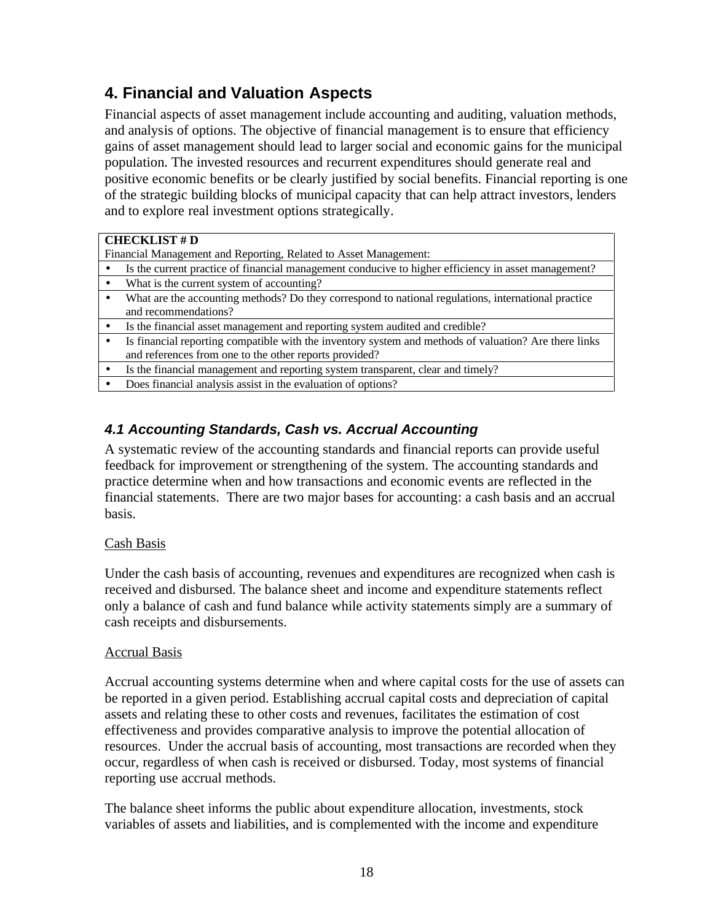## 4. Financial and Valuation Aspects

Financial aspects of asset management include accounting and auditing, valuation methods, and analysis of options. The objective of financial management is to ensure that efficiency gains of asset management should lead to larger social and economic gains for the municipal population. The invested resources and recurrent expenditures should generate real and positive economic benefits or be clearly justified by social benefits. Financial reporting is one of the strategic building blocks of municipal capacity that can help attract investors, lenders and to explore real investment options strategically.

| **CHECKLIST # D**<br>Financial Management and Reporting, Related to Asset Management: |
|---|
| • Is the current practice of financial management conducive to higher efficiency in asset management? |
| • What is the current system of accounting? |
| • What are the accounting methods? Do they correspond to national regulations, international practice and recommendations? |
| • Is the financial asset management and reporting system audited and credible? |
| • Is financial reporting compatible with the inventory system and methods of valuation? Are there links and references from one to the other reports provided? |
| • Is the financial management and reporting system transparent, clear and timely? |
| • Does financial analysis assist in the evaluation of options? |

### *4.1 Accounting Standards, Cash vs. Accrual Accounting*

A systematic review of the accounting standards and financial reports can provide useful feedback for improvement or strengthening of the system. The accounting standards and practice determine when and how transactions and economic events are reflected in the financial statements. There are two major bases for accounting: a cash basis and an accrual basis.

<u>Cash Basis</u>

Under the cash basis of accounting, revenues and expenditures are recognized when cash is received and disbursed. The balance sheet and income and expenditure statements reflect only a balance of cash and fund balance while activity statements simply are a summary of cash receipts and disbursements.

<u>Accrual Basis</u>

Accrual accounting systems determine when and where capital costs for the use of assets can be reported in a given period. Establishing accrual capital costs and depreciation of capital assets and relating these to other costs and revenues, facilitates the estimation of cost effectiveness and provides comparative analysis to improve the potential allocation of resources. Under the accrual basis of accounting, most transactions are recorded when they occur, regardless of when cash is received or disbursed. Today, most systems of financial reporting use accrual methods.

The balance sheet informs the public about expenditure allocation, investments, stock variables of assets and liabilities, and is complemented with the income and expenditure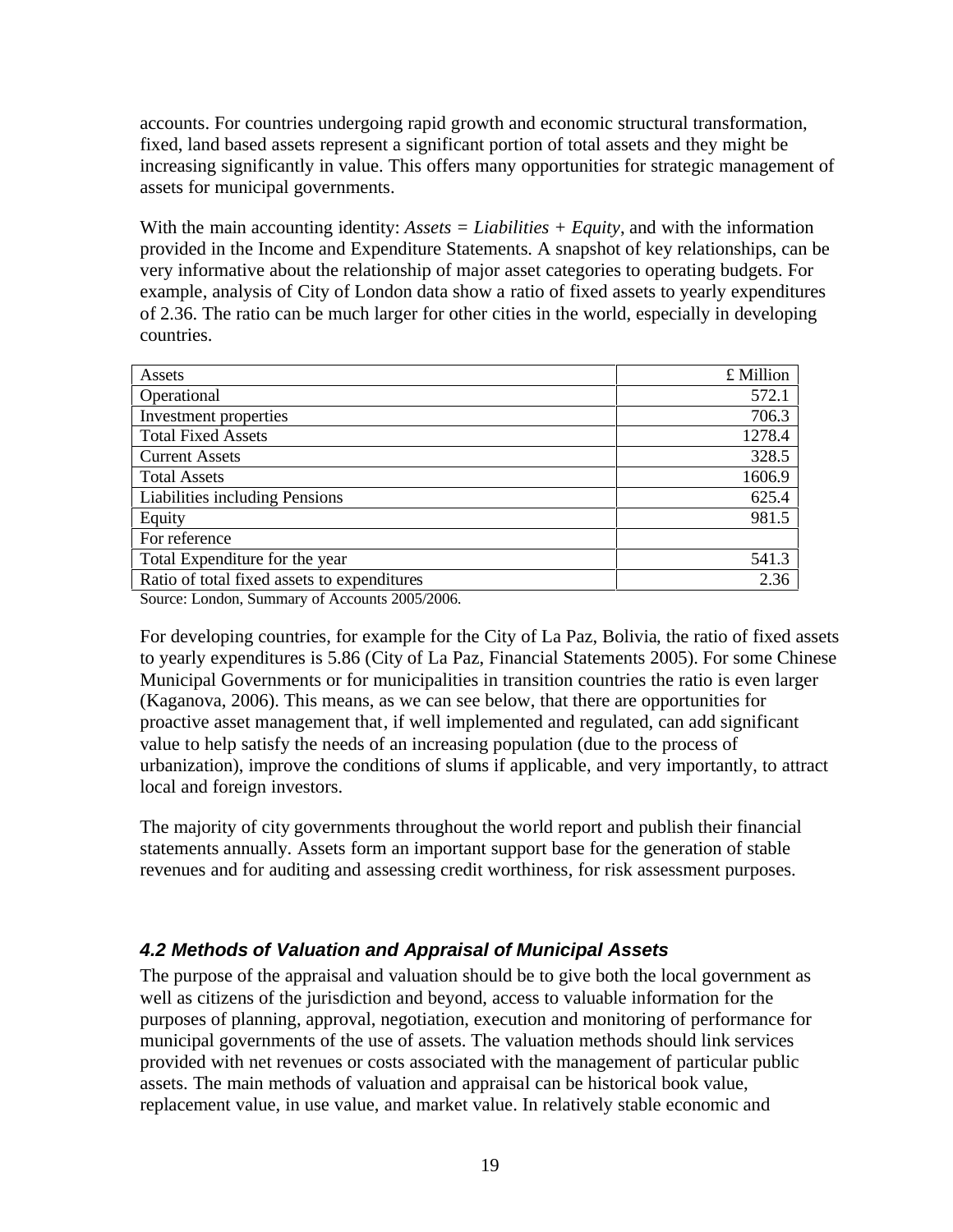accounts. For countries undergoing rapid growth and economic structural transformation, fixed, land based assets represent a significant portion of total assets and they might be increasing significantly in value. This offers many opportunities for strategic management of assets for municipal governments.

With the main accounting identity: *Assets = Liabilities + Equity*, and with the information provided in the Income and Expenditure Statements. A snapshot of key relationships, can be very informative about the relationship of major asset categories to operating budgets. For example, analysis of City of London data show a ratio of fixed assets to yearly expenditures of 2.36. The ratio can be much larger for other cities in the world, especially in developing countries.

| Assets | £ Million |
|---|---|
| Operational | 572.1 |
| Investment properties | 706.3 |
| Total Fixed Assets | 1278.4 |
| Current Assets | 328.5 |
| Total Assets | 1606.9 |
| Liabilities including Pensions | 625.4 |
| Equity | 981.5 |
| For reference | |
| Total Expenditure for the year | 541.3 |
| Ratio of total fixed assets to expenditures | 2.36 |

Source: London, Summary of Accounts 2005/2006.

For developing countries, for example for the City of La Paz, Bolivia, the ratio of fixed assets to yearly expenditures is 5.86 (City of La Paz, Financial Statements 2005). For some Chinese Municipal Governments or for municipalities in transition countries the ratio is even larger (Kaganova, 2006). This means, as we can see below, that there are opportunities for proactive asset management that, if well implemented and regulated, can add significant value to help satisfy the needs of an increasing population (due to the process of urbanization), improve the conditions of slums if applicable, and very importantly, to attract local and foreign investors.

The majority of city governments throughout the world report and publish their financial statements annually. Assets form an important support base for the generation of stable revenues and for auditing and assessing credit worthiness, for risk assessment purposes.

### *4.2 Methods of Valuation and Appraisal of Municipal Assets*

The purpose of the appraisal and valuation should be to give both the local government as well as citizens of the jurisdiction and beyond, access to valuable information for the purposes of planning, approval, negotiation, execution and monitoring of performance for municipal governments of the use of assets. The valuation methods should link services provided with net revenues or costs associated with the management of particular public assets. The main methods of valuation and appraisal can be historical book value, replacement value, in use value, and market value. In relatively stable economic and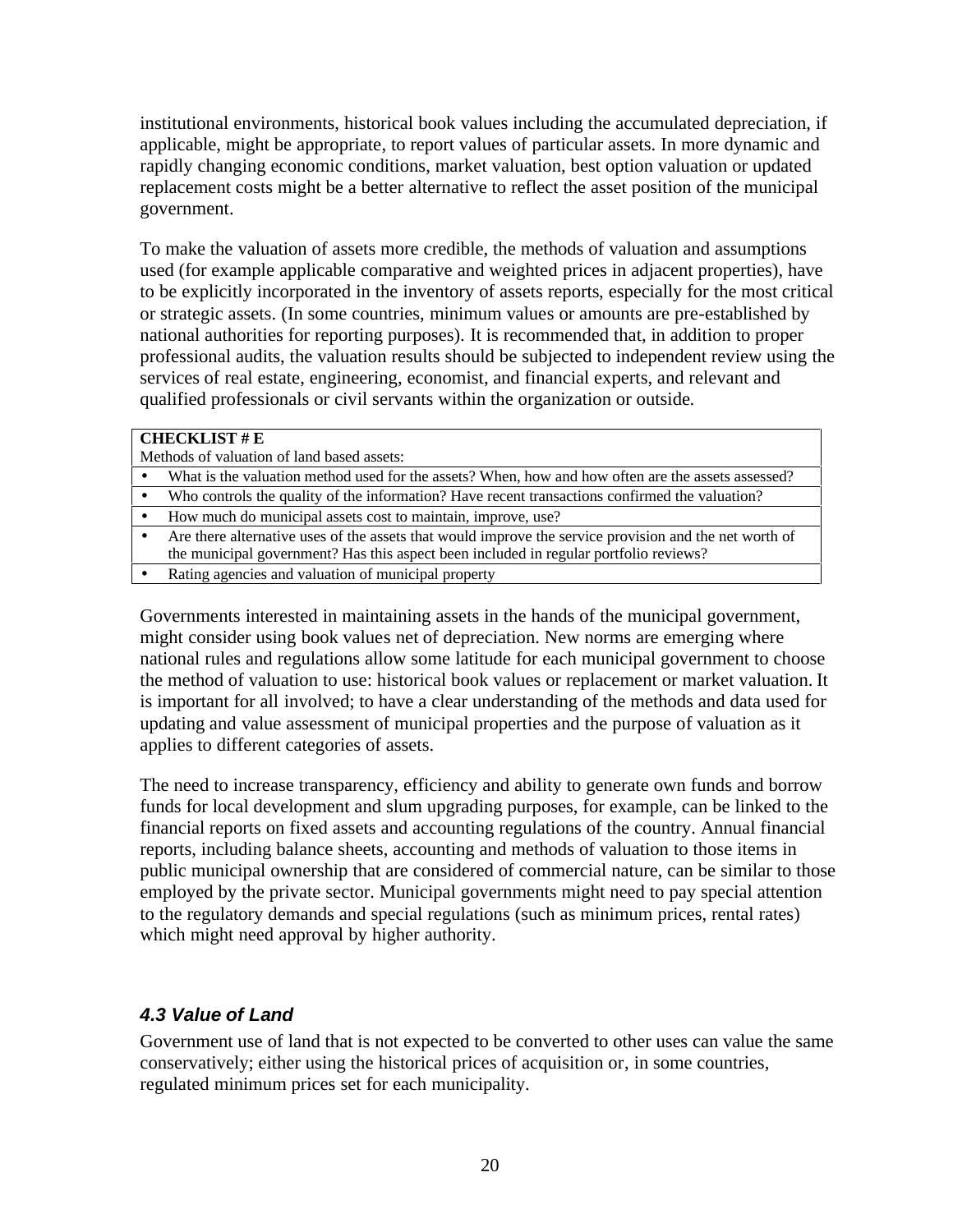institutional environments, historical book values including the accumulated depreciation, if applicable, might be appropriate, to report values of particular assets. In more dynamic and rapidly changing economic conditions, market valuation, best option valuation or updated replacement costs might be a better alternative to reflect the asset position of the municipal government.

To make the valuation of assets more credible, the methods of valuation and assumptions used (for example applicable comparative and weighted prices in adjacent properties), have to be explicitly incorporated in the inventory of assets reports, especially for the most critical or strategic assets. (In some countries, minimum values or amounts are pre-established by national authorities for reporting purposes). It is recommended that, in addition to proper professional audits, the valuation results should be subjected to independent review using the services of real estate, engineering, economist, and financial experts, and relevant and qualified professionals or civil servants within the organization or outside.

| **CHECKLIST # E**<br>Methods of valuation of land based assets: |
|---|
| • What is the valuation method used for the assets? When, how and how often are the assets assessed? |
| • Who controls the quality of the information? Have recent transactions confirmed the valuation? |
| • How much do municipal assets cost to maintain, improve, use? |
| • Are there alternative uses of the assets that would improve the service provision and the net worth of the municipal government? Has this aspect been included in regular portfolio reviews? |
| • Rating agencies and valuation of municipal property |

Governments interested in maintaining assets in the hands of the municipal government, might consider using book values net of depreciation. New norms are emerging where national rules and regulations allow some latitude for each municipal government to choose the method of valuation to use: historical book values or replacement or market valuation. It is important for all involved; to have a clear understanding of the methods and data used for updating and value assessment of municipal properties and the purpose of valuation as it applies to different categories of assets.

The need to increase transparency, efficiency and ability to generate own funds and borrow funds for local development and slum upgrading purposes, for example, can be linked to the financial reports on fixed assets and accounting regulations of the country. Annual financial reports, including balance sheets, accounting and methods of valuation to those items in public municipal ownership that are considered of commercial nature, can be similar to those employed by the private sector. Municipal governments might need to pay special attention to the regulatory demands and special regulations (such as minimum prices, rental rates) which might need approval by higher authority.

### *4.3 Value of Land*

Government use of land that is not expected to be converted to other uses can value the same conservatively; either using the historical prices of acquisition or, in some countries, regulated minimum prices set for each municipality.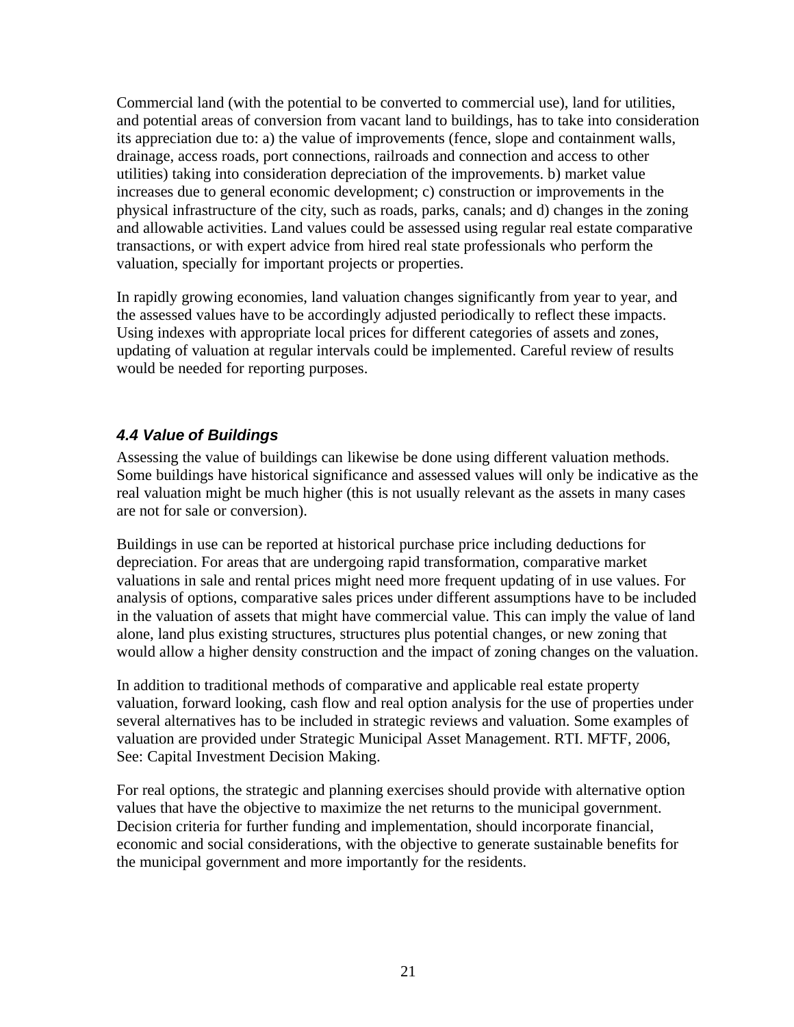Commercial land (with the potential to be converted to commercial use), land for utilities, and potential areas of conversion from vacant land to buildings, has to take into consideration its appreciation due to: a) the value of improvements (fence, slope and containment walls, drainage, access roads, port connections, railroads and connection and access to other utilities) taking into consideration depreciation of the improvements. b) market value increases due to general economic development; c) construction or improvements in the physical infrastructure of the city, such as roads, parks, canals; and d) changes in the zoning and allowable activities. Land values could be assessed using regular real estate comparative transactions, or with expert advice from hired real state professionals who perform the valuation, specially for important projects or properties.

In rapidly growing economies, land valuation changes significantly from year to year, and the assessed values have to be accordingly adjusted periodically to reflect these impacts. Using indexes with appropriate local prices for different categories of assets and zones, updating of valuation at regular intervals could be implemented. Careful review of results would be needed for reporting purposes.

### *4.4 Value of Buildings*

Assessing the value of buildings can likewise be done using different valuation methods. Some buildings have historical significance and assessed values will only be indicative as the real valuation might be much higher (this is not usually relevant as the assets in many cases are not for sale or conversion).

Buildings in use can be reported at historical purchase price including deductions for depreciation. For areas that are undergoing rapid transformation, comparative market valuations in sale and rental prices might need more frequent updating of in use values. For analysis of options, comparative sales prices under different assumptions have to be included in the valuation of assets that might have commercial value. This can imply the value of land alone, land plus existing structures, structures plus potential changes, or new zoning that would allow a higher density construction and the impact of zoning changes on the valuation.

In addition to traditional methods of comparative and applicable real estate property valuation, forward looking, cash flow and real option analysis for the use of properties under several alternatives has to be included in strategic reviews and valuation. Some examples of valuation are provided under Strategic Municipal Asset Management. RTI. MFTF, 2006, See: Capital Investment Decision Making.

For real options, the strategic and planning exercises should provide with alternative option values that have the objective to maximize the net returns to the municipal government. Decision criteria for further funding and implementation, should incorporate financial, economic and social considerations, with the objective to generate sustainable benefits for the municipal government and more importantly for the residents.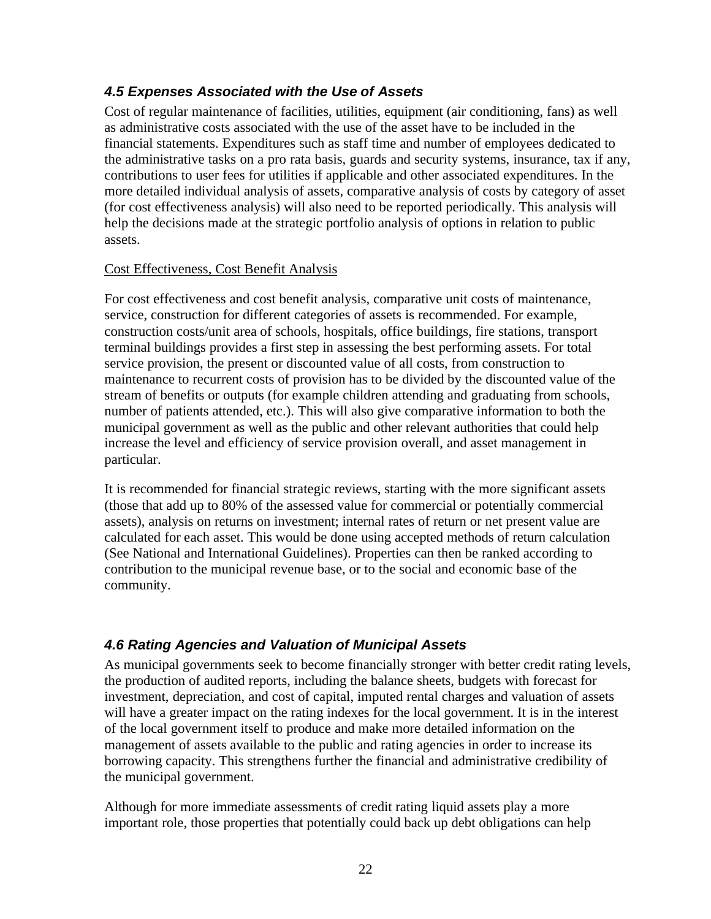### *4.5 Expenses Associated with the Use of Assets*

Cost of regular maintenance of facilities, utilities, equipment (air conditioning, fans) as well as administrative costs associated with the use of the asset have to be included in the financial statements. Expenditures such as staff time and number of employees dedicated to the administrative tasks on a pro rata basis, guards and security systems, insurance, tax if any, contributions to user fees for utilities if applicable and other associated expenditures. In the more detailed individual analysis of assets, comparative analysis of costs by category of asset (for cost effectiveness analysis) will also need to be reported periodically. This analysis will help the decisions made at the strategic portfolio analysis of options in relation to public assets.

Cost Effectiveness, Cost Benefit Analysis

For cost effectiveness and cost benefit analysis, comparative unit costs of maintenance, service, construction for different categories of assets is recommended. For example, construction costs/unit area of schools, hospitals, office buildings, fire stations, transport terminal buildings provides a first step in assessing the best performing assets. For total service provision, the present or discounted value of all costs, from construction to maintenance to recurrent costs of provision has to be divided by the discounted value of the stream of benefits or outputs (for example children attending and graduating from schools, number of patients attended, etc.). This will also give comparative information to both the municipal government as well as the public and other relevant authorities that could help increase the level and efficiency of service provision overall, and asset management in particular.

It is recommended for financial strategic reviews, starting with the more significant assets (those that add up to 80% of the assessed value for commercial or potentially commercial assets), analysis on returns on investment; internal rates of return or net present value are calculated for each asset. This would be done using accepted methods of return calculation (See National and International Guidelines). Properties can then be ranked according to contribution to the municipal revenue base, or to the social and economic base of the community.

### *4.6 Rating Agencies and Valuation of Municipal Assets*

As municipal governments seek to become financially stronger with better credit rating levels, the production of audited reports, including the balance sheets, budgets with forecast for investment, depreciation, and cost of capital, imputed rental charges and valuation of assets will have a greater impact on the rating indexes for the local government. It is in the interest of the local government itself to produce and make more detailed information on the management of assets available to the public and rating agencies in order to increase its borrowing capacity. This strengthens further the financial and administrative credibility of the municipal government.

Although for more immediate assessments of credit rating liquid assets play a more important role, those properties that potentially could back up debt obligations can help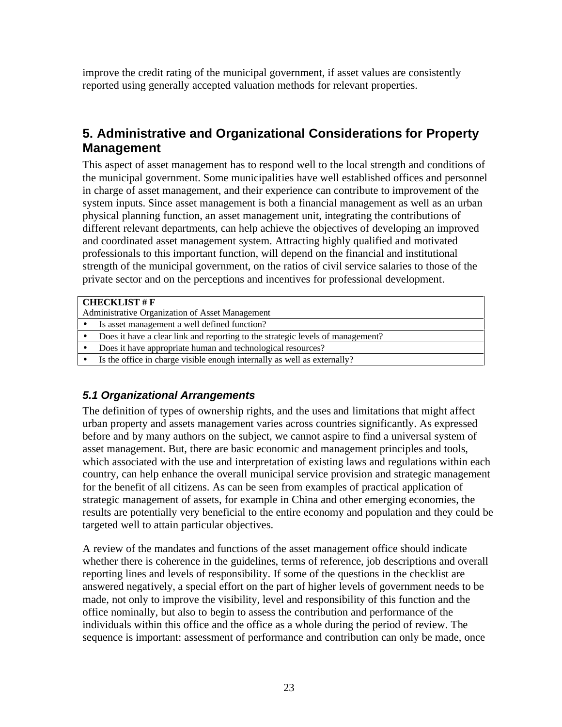improve the credit rating of the municipal government, if asset values are consistently reported using generally accepted valuation methods for relevant properties.

## 5. Administrative and Organizational Considerations for Property Management

This aspect of asset management has to respond well to the local strength and conditions of the municipal government. Some municipalities have well established offices and personnel in charge of asset management, and their experience can contribute to improvement of the system inputs. Since asset management is both a financial management as well as an urban physical planning function, an asset management unit, integrating the contributions of different relevant departments, can help achieve the objectives of developing an improved and coordinated asset management system. Attracting highly qualified and motivated professionals to this important function, will depend on the financial and institutional strength of the municipal government, on the ratios of civil service salaries to those of the private sector and on the perceptions and incentives for professional development.

| **CHECKLIST # F**<br>Administrative Organization of Asset Management |
|---|
| • Is asset management a well defined function? |
| • Does it have a clear link and reporting to the strategic levels of management? |
| • Does it have appropriate human and technological resources? |
| • Is the office in charge visible enough internally as well as externally? |

### *5.1 Organizational Arrangements*

The definition of types of ownership rights, and the uses and limitations that might affect urban property and assets management varies across countries significantly. As expressed before and by many authors on the subject, we cannot aspire to find a universal system of asset management. But, there are basic economic and management principles and tools, which associated with the use and interpretation of existing laws and regulations within each country, can help enhance the overall municipal service provision and strategic management for the benefit of all citizens. As can be seen from examples of practical application of strategic management of assets, for example in China and other emerging economies, the results are potentially very beneficial to the entire economy and population and they could be targeted well to attain particular objectives.

A review of the mandates and functions of the asset management office should indicate whether there is coherence in the guidelines, terms of reference, job descriptions and overall reporting lines and levels of responsibility. If some of the questions in the checklist are answered negatively, a special effort on the part of higher levels of government needs to be made, not only to improve the visibility, level and responsibility of this function and the office nominally, but also to begin to assess the contribution and performance of the individuals within this office and the office as a whole during the period of review. The sequence is important: assessment of performance and contribution can only be made, once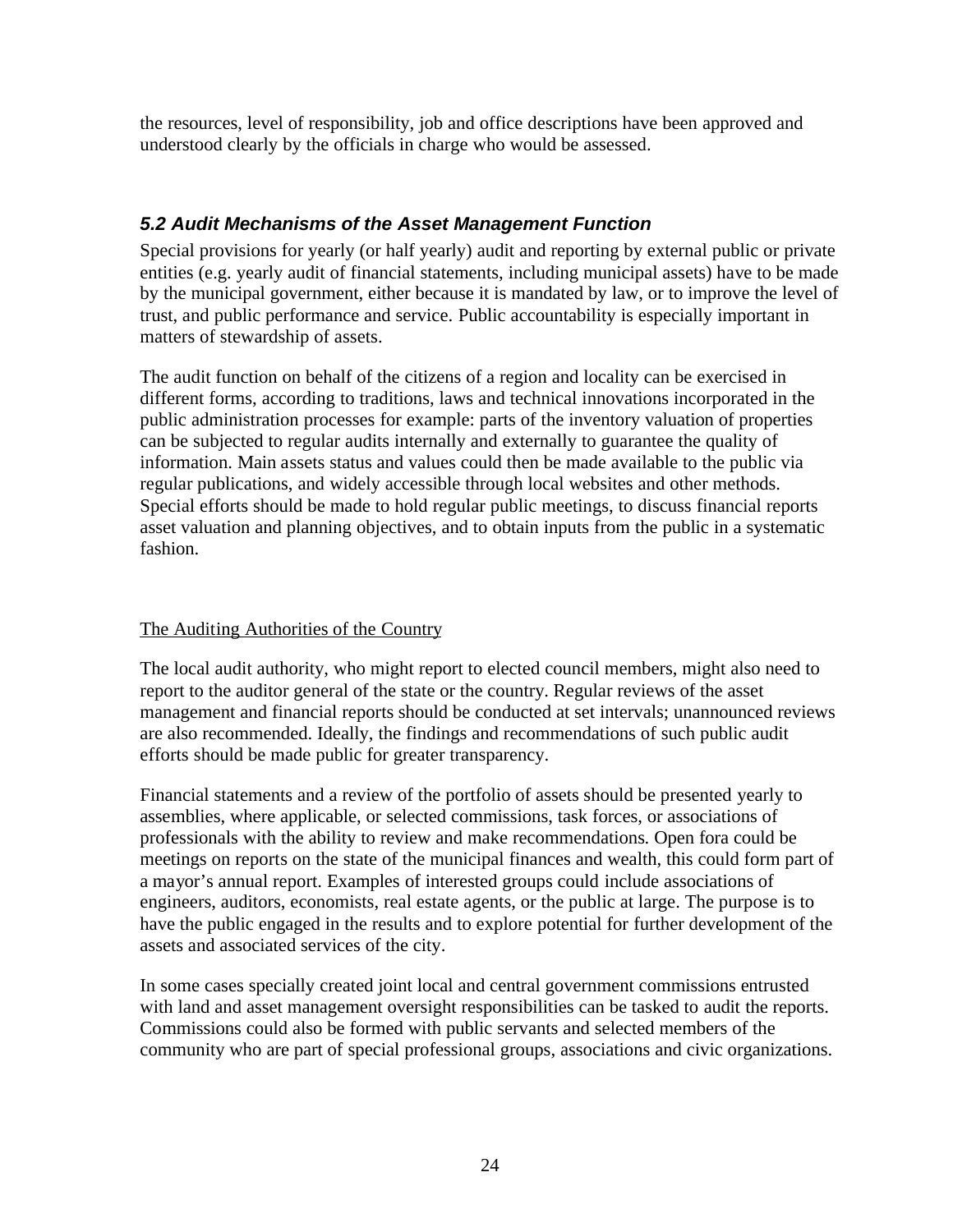the resources, level of responsibility, job and office descriptions have been approved and understood clearly by the officials in charge who would be assessed.

### *5.2 Audit Mechanisms of the Asset Management Function*

Special provisions for yearly (or half yearly) audit and reporting by external public or private entities (e.g. yearly audit of financial statements, including municipal assets) have to be made by the municipal government, either because it is mandated by law, or to improve the level of trust, and public performance and service. Public accountability is especially important in matters of stewardship of assets.

The audit function on behalf of the citizens of a region and locality can be exercised in different forms, according to traditions, laws and technical innovations incorporated in the public administration processes for example: parts of the inventory valuation of properties can be subjected to regular audits internally and externally to guarantee the quality of information. Main assets status and values could then be made available to the public via regular publications, and widely accessible through local websites and other methods. Special efforts should be made to hold regular public meetings, to discuss financial reports asset valuation and planning objectives, and to obtain inputs from the public in a systematic fashion.

<u>The Auditing Authorities of the Country</u>

The local audit authority, who might report to elected council members, might also need to report to the auditor general of the state or the country. Regular reviews of the asset management and financial reports should be conducted at set intervals; unannounced reviews are also recommended. Ideally, the findings and recommendations of such public audit efforts should be made public for greater transparency.

Financial statements and a review of the portfolio of assets should be presented yearly to assemblies, where applicable, or selected commissions, task forces, or associations of professionals with the ability to review and make recommendations. Open fora could be meetings on reports on the state of the municipal finances and wealth, this could form part of a mayor's annual report. Examples of interested groups could include associations of engineers, auditors, economists, real estate agents, or the public at large. The purpose is to have the public engaged in the results and to explore potential for further development of the assets and associated services of the city.

In some cases specially created joint local and central government commissions entrusted with land and asset management oversight responsibilities can be tasked to audit the reports. Commissions could also be formed with public servants and selected members of the community who are part of special professional groups, associations and civic organizations.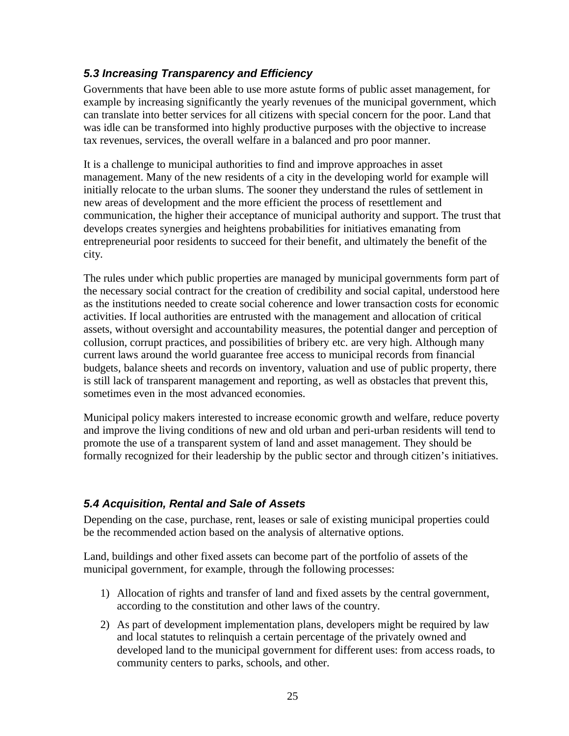### *5.3 Increasing Transparency and Efficiency*

Governments that have been able to use more astute forms of public asset management, for example by increasing significantly the yearly revenues of the municipal government, which can translate into better services for all citizens with special concern for the poor. Land that was idle can be transformed into highly productive purposes with the objective to increase tax revenues, services, the overall welfare in a balanced and pro poor manner.

It is a challenge to municipal authorities to find and improve approaches in asset management. Many of the new residents of a city in the developing world for example will initially relocate to the urban slums. The sooner they understand the rules of settlement in new areas of development and the more efficient the process of resettlement and communication, the higher their acceptance of municipal authority and support. The trust that develops creates synergies and heightens probabilities for initiatives emanating from entrepreneurial poor residents to succeed for their benefit, and ultimately the benefit of the city.

The rules under which public properties are managed by municipal governments form part of the necessary social contract for the creation of credibility and social capital, understood here as the institutions needed to create social coherence and lower transaction costs for economic activities. If local authorities are entrusted with the management and allocation of critical assets, without oversight and accountability measures, the potential danger and perception of collusion, corrupt practices, and possibilities of bribery etc. are very high. Although many current laws around the world guarantee free access to municipal records from financial budgets, balance sheets and records on inventory, valuation and use of public property, there is still lack of transparent management and reporting, as well as obstacles that prevent this, sometimes even in the most advanced economies.

Municipal policy makers interested to increase economic growth and welfare, reduce poverty and improve the living conditions of new and old urban and peri-urban residents will tend to promote the use of a transparent system of land and asset management. They should be formally recognized for their leadership by the public sector and through citizen's initiatives.

### *5.4 Acquisition, Rental and Sale of Assets*

Depending on the case, purchase, rent, leases or sale of existing municipal properties could be the recommended action based on the analysis of alternative options.

Land, buildings and other fixed assets can become part of the portfolio of assets of the municipal government, for example, through the following processes:

1) Allocation of rights and transfer of land and fixed assets by the central government, according to the constitution and other laws of the country.
2) As part of development implementation plans, developers might be required by law and local statutes to relinquish a certain percentage of the privately owned and developed land to the municipal government for different uses: from access roads, to community centers to parks, schools, and other.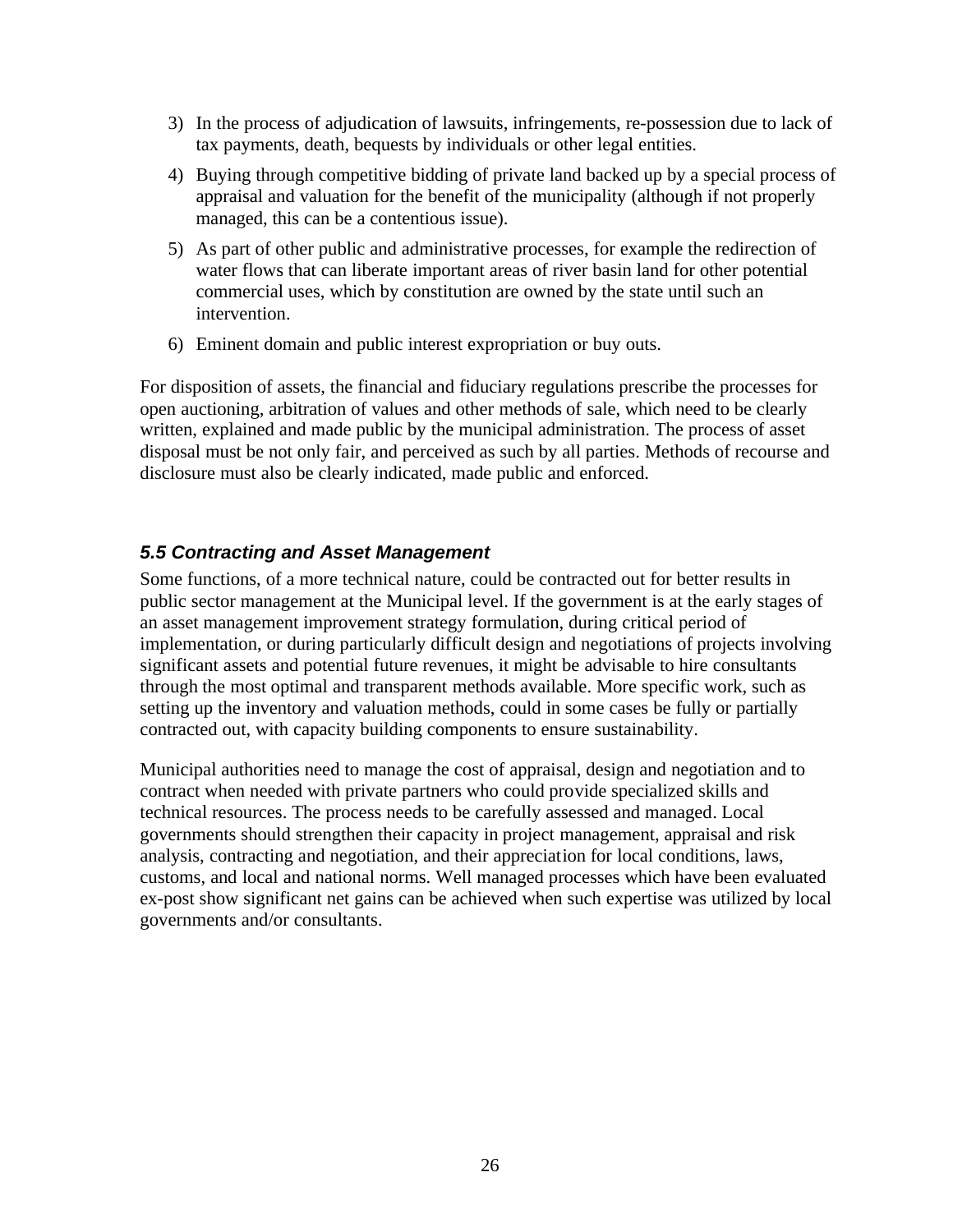3) In the process of adjudication of lawsuits, infringements, re-possession due to lack of tax payments, death, bequests by individuals or other legal entities.
4) Buying through competitive bidding of private land backed up by a special process of appraisal and valuation for the benefit of the municipality (although if not properly managed, this can be a contentious issue).
5) As part of other public and administrative processes, for example the redirection of water flows that can liberate important areas of river basin land for other potential commercial uses, which by constitution are owned by the state until such an intervention.
6) Eminent domain and public interest expropriation or buy outs.

For disposition of assets, the financial and fiduciary regulations prescribe the processes for open auctioning, arbitration of values and other methods of sale, which need to be clearly written, explained and made public by the municipal administration. The process of asset disposal must be not only fair, and perceived as such by all parties. Methods of recourse and disclosure must also be clearly indicated, made public and enforced.

### *5.5 Contracting and Asset Management*

Some functions, of a more technical nature, could be contracted out for better results in public sector management at the Municipal level. If the government is at the early stages of an asset management improvement strategy formulation, during critical period of implementation, or during particularly difficult design and negotiations of projects involving significant assets and potential future revenues, it might be advisable to hire consultants through the most optimal and transparent methods available. More specific work, such as setting up the inventory and valuation methods, could in some cases be fully or partially contracted out, with capacity building components to ensure sustainability.

Municipal authorities need to manage the cost of appraisal, design and negotiation and to contract when needed with private partners who could provide specialized skills and technical resources. The process needs to be carefully assessed and managed. Local governments should strengthen their capacity in project management, appraisal and risk analysis, contracting and negotiation, and their appreciation for local conditions, laws, customs, and local and national norms. Well managed processes which have been evaluated ex-post show significant net gains can be achieved when such expertise was utilized by local governments and/or consultants.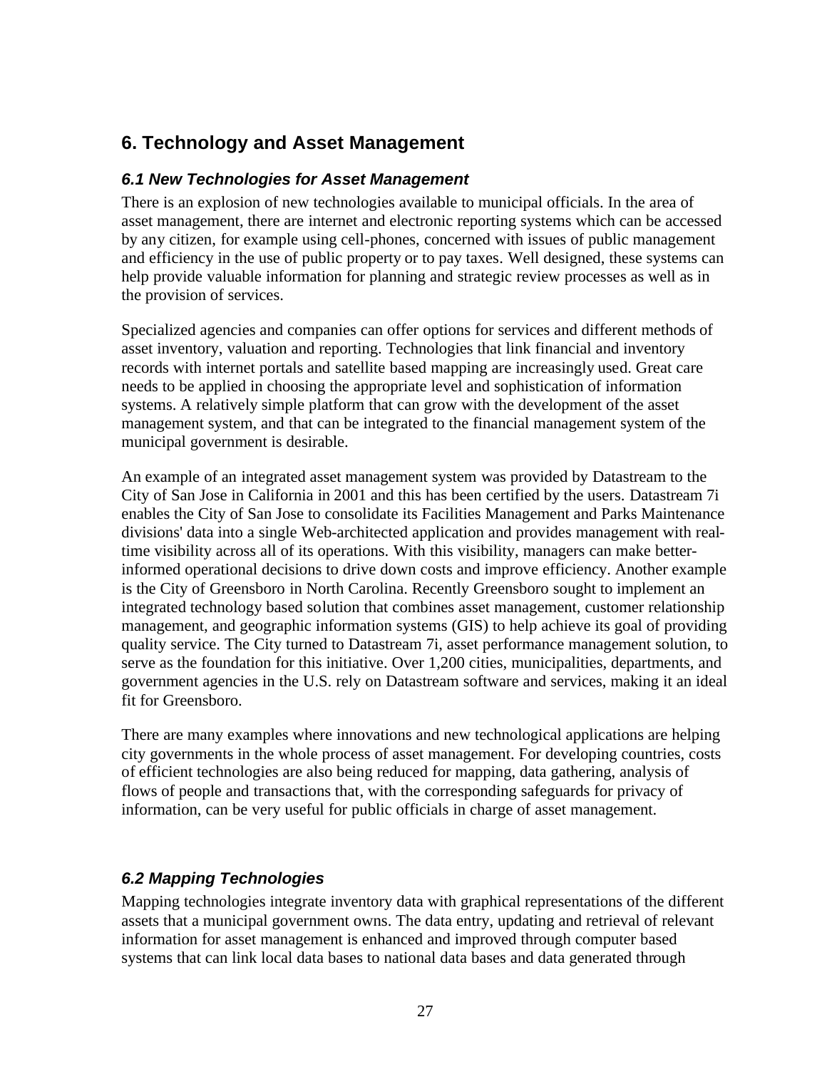# 6. Technology and Asset Management

## *6.1 New Technologies for Asset Management*

There is an explosion of new technologies available to municipal officials. In the area of asset management, there are internet and electronic reporting systems which can be accessed by any citizen, for example using cell-phones, concerned with issues of public management and efficiency in the use of public property or to pay taxes. Well designed, these systems can help provide valuable information for planning and strategic review processes as well as in the provision of services.

Specialized agencies and companies can offer options for services and different methods of asset inventory, valuation and reporting. Technologies that link financial and inventory records with internet portals and satellite based mapping are increasingly used. Great care needs to be applied in choosing the appropriate level and sophistication of information systems. A relatively simple platform that can grow with the development of the asset management system, and that can be integrated to the financial management system of the municipal government is desirable.

An example of an integrated asset management system was provided by Datastream to the City of San Jose in California in 2001 and this has been certified by the users. Datastream 7i enables the City of San Jose to consolidate its Facilities Management and Parks Maintenance divisions' data into a single Web-architected application and provides management with real-time visibility across all of its operations. With this visibility, managers can make better-informed operational decisions to drive down costs and improve efficiency. Another example is the City of Greensboro in North Carolina. Recently Greensboro sought to implement an integrated technology based solution that combines asset management, customer relationship management, and geographic information systems (GIS) to help achieve its goal of providing quality service. The City turned to Datastream 7i, asset performance management solution, to serve as the foundation for this initiative. Over 1,200 cities, municipalities, departments, and government agencies in the U.S. rely on Datastream software and services, making it an ideal fit for Greensboro.

There are many examples where innovations and new technological applications are helping city governments in the whole process of asset management. For developing countries, costs of efficient technologies are also being reduced for mapping, data gathering, analysis of flows of people and transactions that, with the corresponding safeguards for privacy of information, can be very useful for public officials in charge of asset management.

## *6.2 Mapping Technologies*

Mapping technologies integrate inventory data with graphical representations of the different assets that a municipal government owns. The data entry, updating and retrieval of relevant information for asset management is enhanced and improved through computer based systems that can link local data bases to national data bases and data generated through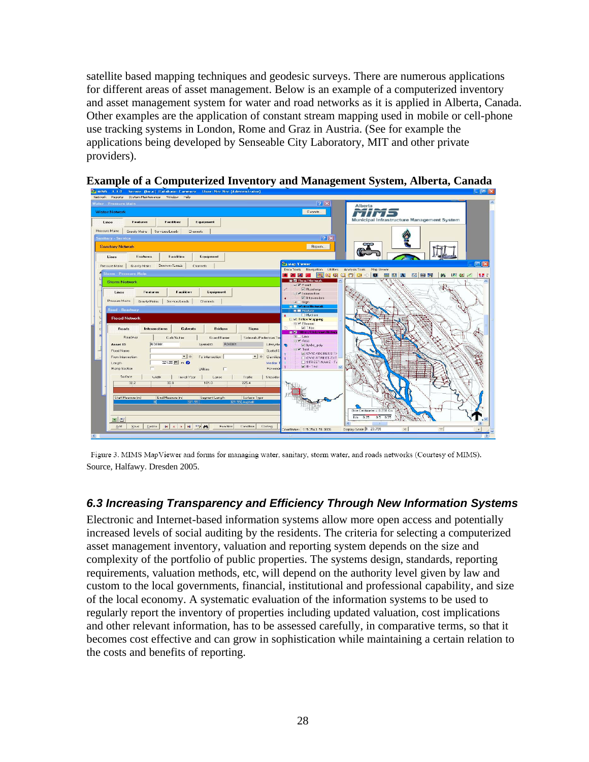satellite based mapping techniques and geodesic surveys. There are numerous applications for different areas of asset management. Below is an example of a computerized inventory and asset management system for water and road networks as it is applied in Alberta, Canada. Other examples are the application of constant stream mapping used in mobile or cell-phone use tracking systems in London, Rome and Graz in Austria. (See for example the applications being developed by Senseable City Laboratory, MIT and other private providers).

**Example of a Computerized Inventory and Management System, Alberta, Canada**

Figure 3. MIMS MapViewer and forms for managing water, sanitary, storm water, and roads networks (Courtesy of MIMS). Source, Halfawy. Dresden 2005.

### *6.3 Increasing Transparency and Efficiency Through New Information Systems*

Electronic and Internet-based information systems allow more open access and potentially increased levels of social auditing by the residents. The criteria for selecting a computerized asset management inventory, valuation and reporting system depends on the size and complexity of the portfolio of public properties. The systems design, standards, reporting requirements, valuation methods, etc, will depend on the authority level given by law and custom to the local governments, financial, institutional and professional capability, and size of the local economy. A systematic evaluation of the information systems to be used to regularly report the inventory of properties including updated valuation, cost implications and other relevant information, has to be assessed carefully, in comparative terms, so that it becomes cost effective and can grow in sophistication while maintaining a certain relation to the costs and benefits of reporting.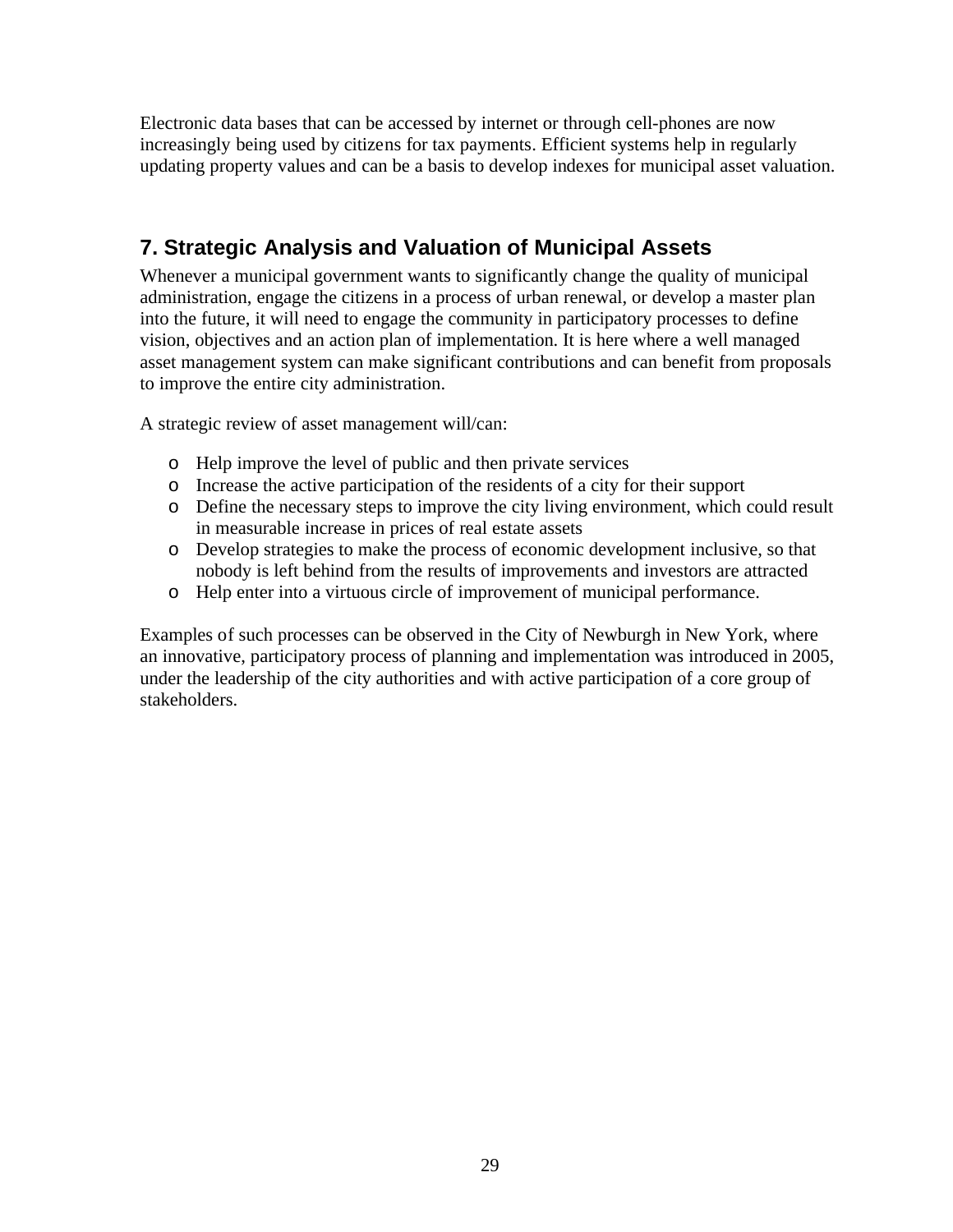Electronic data bases that can be accessed by internet or through cell-phones are now increasingly being used by citizens for tax payments. Efficient systems help in regularly updating property values and can be a basis to develop indexes for municipal asset valuation.

## 7. Strategic Analysis and Valuation of Municipal Assets

Whenever a municipal government wants to significantly change the quality of municipal administration, engage the citizens in a process of urban renewal, or develop a master plan into the future, it will need to engage the community in participatory processes to define vision, objectives and an action plan of implementation. It is here where a well managed asset management system can make significant contributions and can benefit from proposals to improve the entire city administration.

A strategic review of asset management will/can:

- Help improve the level of public and then private services
- Increase the active participation of the residents of a city for their support
- Define the necessary steps to improve the city living environment, which could result in measurable increase in prices of real estate assets
- Develop strategies to make the process of economic development inclusive, so that nobody is left behind from the results of improvements and investors are attracted
- Help enter into a virtuous circle of improvement of municipal performance.

Examples of such processes can be observed in the City of Newburgh in New York, where an innovative, participatory process of planning and implementation was introduced in 2005, under the leadership of the city authorities and with active participation of a core group of stakeholders.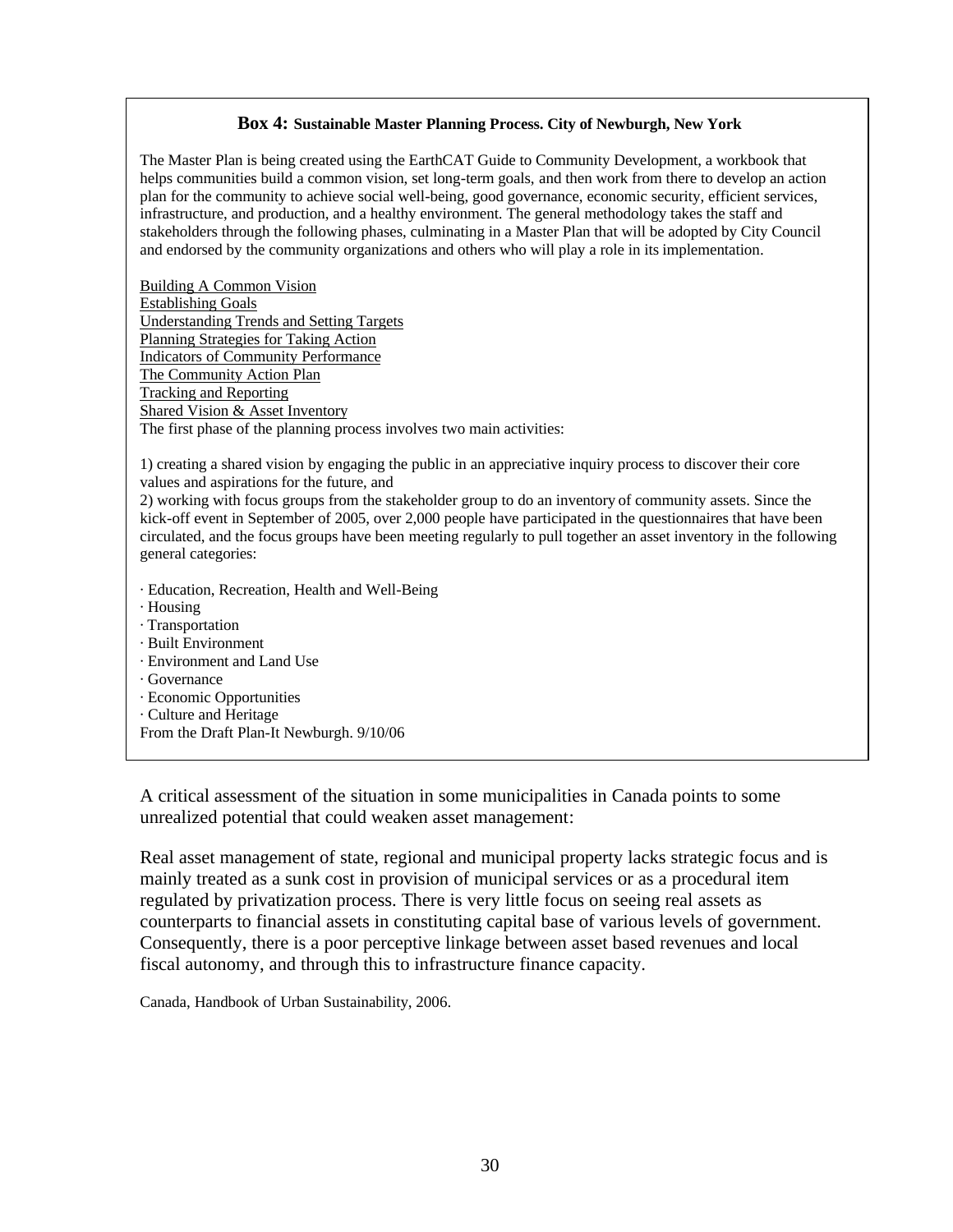**Box 4: Sustainable Master Planning Process. City of Newburgh, New York**

The Master Plan is being created using the EarthCAT Guide to Community Development, a workbook that helps communities build a common vision, set long-term goals, and then work from there to develop an action plan for the community to achieve social well-being, good governance, economic security, efficient services, infrastructure, and production, and a healthy environment. The general methodology takes the staff and stakeholders through the following phases, culminating in a Master Plan that will be adopted by City Council and endorsed by the community organizations and others who will play a role in its implementation.

Building A Common Vision
Establishing Goals
Understanding Trends and Setting Targets
Planning Strategies for Taking Action
Indicators of Community Performance
The Community Action Plan
Tracking and Reporting
Shared Vision & Asset Inventory
The first phase of the planning process involves two main activities:

1) creating a shared vision by engaging the public in an appreciative inquiry process to discover their core values and aspirations for the future, and
2) working with focus groups from the stakeholder group to do an inventory of community assets. Since the kick-off event in September of 2005, over 2,000 people have participated in the questionnaires that have been circulated, and the focus groups have been meeting regularly to pull together an asset inventory in the following general categories:

· Education, Recreation, Health and Well-Being
· Housing
· Transportation
· Built Environment
· Environment and Land Use
· Governance
· Economic Opportunities
· Culture and Heritage
From the Draft Plan-It Newburgh. 9/10/06

A critical assessment of the situation in some municipalities in Canada points to some unrealized potential that could weaken asset management:

Real asset management of state, regional and municipal property lacks strategic focus and is mainly treated as a sunk cost in provision of municipal services or as a procedural item regulated by privatization process. There is very little focus on seeing real assets as counterparts to financial assets in constituting capital base of various levels of government. Consequently, there is a poor perceptive linkage between asset based revenues and local fiscal autonomy, and through this to infrastructure finance capacity.

Canada, Handbook of Urban Sustainability, 2006.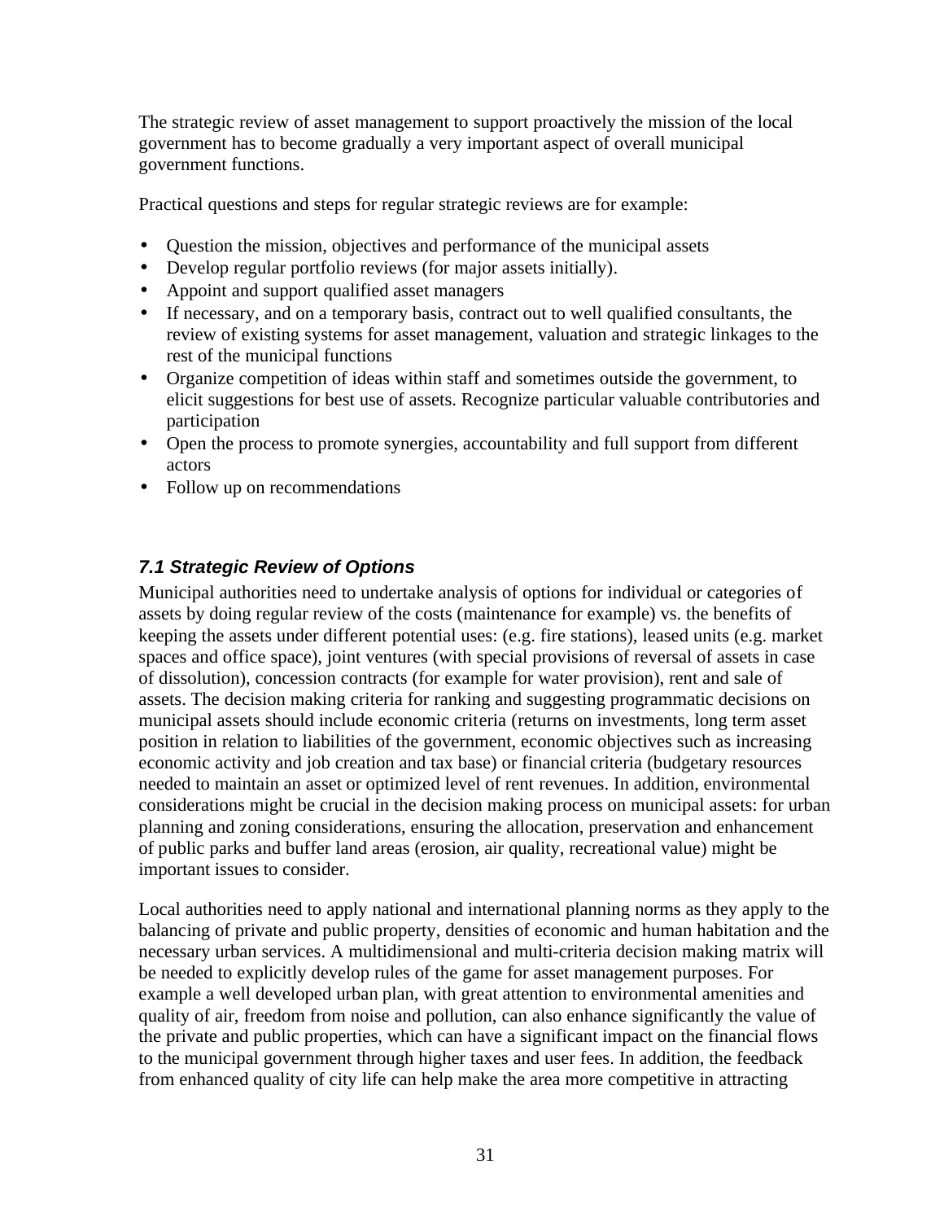The strategic review of asset management to support proactively the mission of the local government has to become gradually a very important aspect of overall municipal government functions.

Practical questions and steps for regular strategic reviews are for example:

- Question the mission, objectives and performance of the municipal assets
- Develop regular portfolio reviews (for major assets initially).
- Appoint and support qualified asset managers
- If necessary, and on a temporary basis, contract out to well qualified consultants, the review of existing systems for asset management, valuation and strategic linkages to the rest of the municipal functions
- Organize competition of ideas within staff and sometimes outside the government, to elicit suggestions for best use of assets. Recognize particular valuable contributories and participation
- Open the process to promote synergies, accountability and full support from different actors
- Follow up on recommendations

### *7.1 Strategic Review of Options*

Municipal authorities need to undertake analysis of options for individual or categories of assets by doing regular review of the costs (maintenance for example) vs. the benefits of keeping the assets under different potential uses: (e.g. fire stations), leased units (e.g. market spaces and office space), joint ventures (with special provisions of reversal of assets in case of dissolution), concession contracts (for example for water provision), rent and sale of assets. The decision making criteria for ranking and suggesting programmatic decisions on municipal assets should include economic criteria (returns on investments, long term asset position in relation to liabilities of the government, economic objectives such as increasing economic activity and job creation and tax base) or financial criteria (budgetary resources needed to maintain an asset or optimized level of rent revenues. In addition, environmental considerations might be crucial in the decision making process on municipal assets: for urban planning and zoning considerations, ensuring the allocation, preservation and enhancement of public parks and buffer land areas (erosion, air quality, recreational value) might be important issues to consider.

Local authorities need to apply national and international planning norms as they apply to the balancing of private and public property, densities of economic and human habitation and the necessary urban services. A multidimensional and multi-criteria decision making matrix will be needed to explicitly develop rules of the game for asset management purposes. For example a well developed urban plan, with great attention to environmental amenities and quality of air, freedom from noise and pollution, can also enhance significantly the value of the private and public properties, which can have a significant impact on the financial flows to the municipal government through higher taxes and user fees. In addition, the feedback from enhanced quality of city life can help make the area more competitive in attracting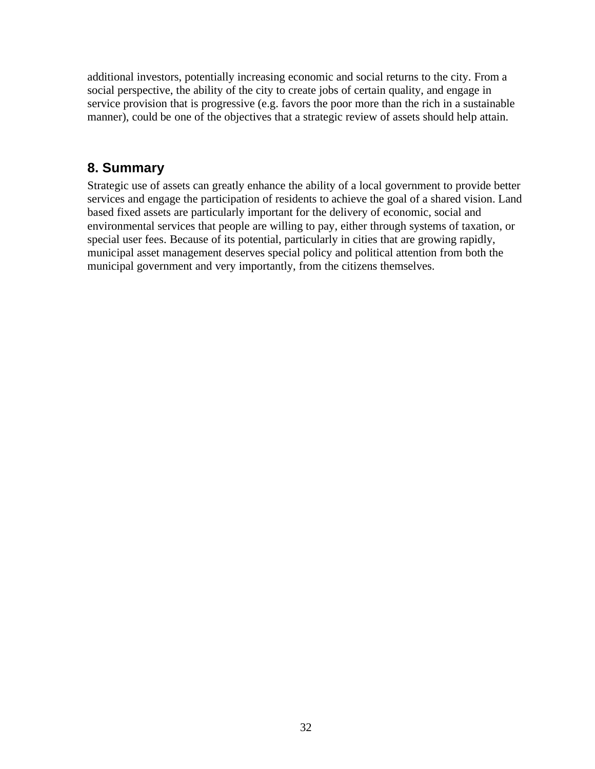additional investors, potentially increasing economic and social returns to the city. From a social perspective, the ability of the city to create jobs of certain quality, and engage in service provision that is progressive (e.g. favors the poor more than the rich in a sustainable manner), could be one of the objectives that a strategic review of assets should help attain.

## 8. Summary

Strategic use of assets can greatly enhance the ability of a local government to provide better services and engage the participation of residents to achieve the goal of a shared vision. Land based fixed assets are particularly important for the delivery of economic, social and environmental services that people are willing to pay, either through systems of taxation, or special user fees. Because of its potential, particularly in cities that are growing rapidly, municipal asset management deserves special policy and political attention from both the municipal government and very importantly, from the citizens themselves.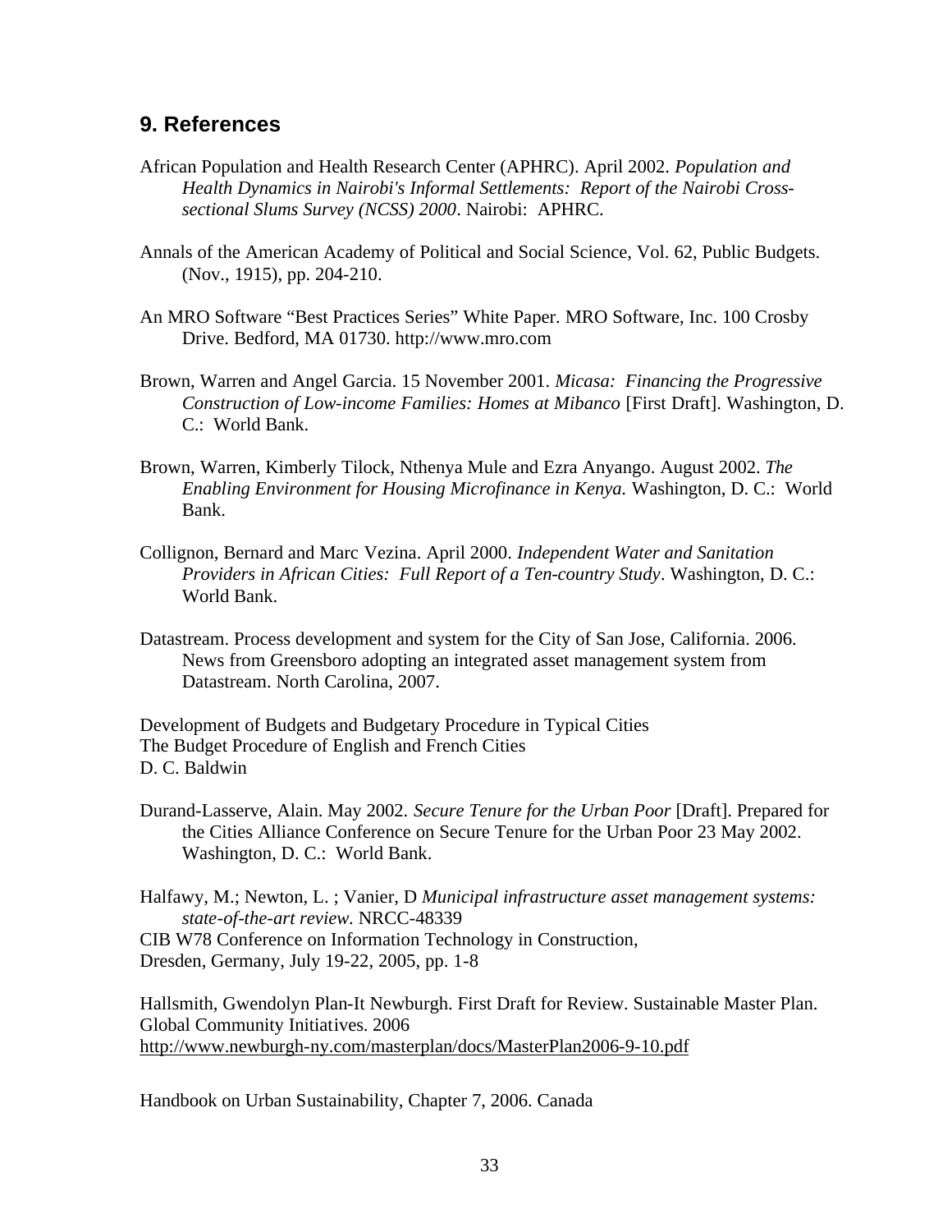## 9. References

African Population and Health Research Center (APHRC). April 2002. *Population and Health Dynamics in Nairobi's Informal Settlements: Report of the Nairobi Cross-sectional Slums Survey (NCSS) 2000*. Nairobi: APHRC.

Annals of the American Academy of Political and Social Science, Vol. 62, Public Budgets. (Nov., 1915), pp. 204-210.

An MRO Software "Best Practices Series" White Paper. MRO Software, Inc. 100 Crosby Drive. Bedford, MA 01730. http://www.mro.com

Brown, Warren and Angel Garcia. 15 November 2001. *Micasa: Financing the Progressive Construction of Low-income Families: Homes at Mibanco* [First Draft]. Washington, D. C.: World Bank.

Brown, Warren, Kimberly Tilock, Nthenya Mule and Ezra Anyango. August 2002. *The Enabling Environment for Housing Microfinance in Kenya.* Washington, D. C.: World Bank.

Collignon, Bernard and Marc Vezina. April 2000. *Independent Water and Sanitation Providers in African Cities: Full Report of a Ten-country Study*. Washington, D. C.: World Bank.

Datastream. Process development and system for the City of San Jose, California. 2006. News from Greensboro adopting an integrated asset management system from Datastream. North Carolina, 2007.

Development of Budgets and Budgetary Procedure in Typical Cities
The Budget Procedure of English and French Cities
D. C. Baldwin

Durand-Lasserve, Alain. May 2002. *Secure Tenure for the Urban Poor* [Draft]. Prepared for the Cities Alliance Conference on Secure Tenure for the Urban Poor 23 May 2002. Washington, D. C.: World Bank.

Halfawy, M.; Newton, L. ; Vanier, D *Municipal infrastructure asset management systems: state-of-the-art review.* NRCC-48339
CIB W78 Conference on Information Technology in Construction,
Dresden, Germany, July 19-22, 2005, pp. 1-8

Hallsmith, Gwendolyn Plan-It Newburgh. First Draft for Review. Sustainable Master Plan.
Global Community Initiatives. 2006
http://www.newburgh-ny.com/masterplan/docs/MasterPlan2006-9-10.pdf

Handbook on Urban Sustainability, Chapter 7, 2006. Canada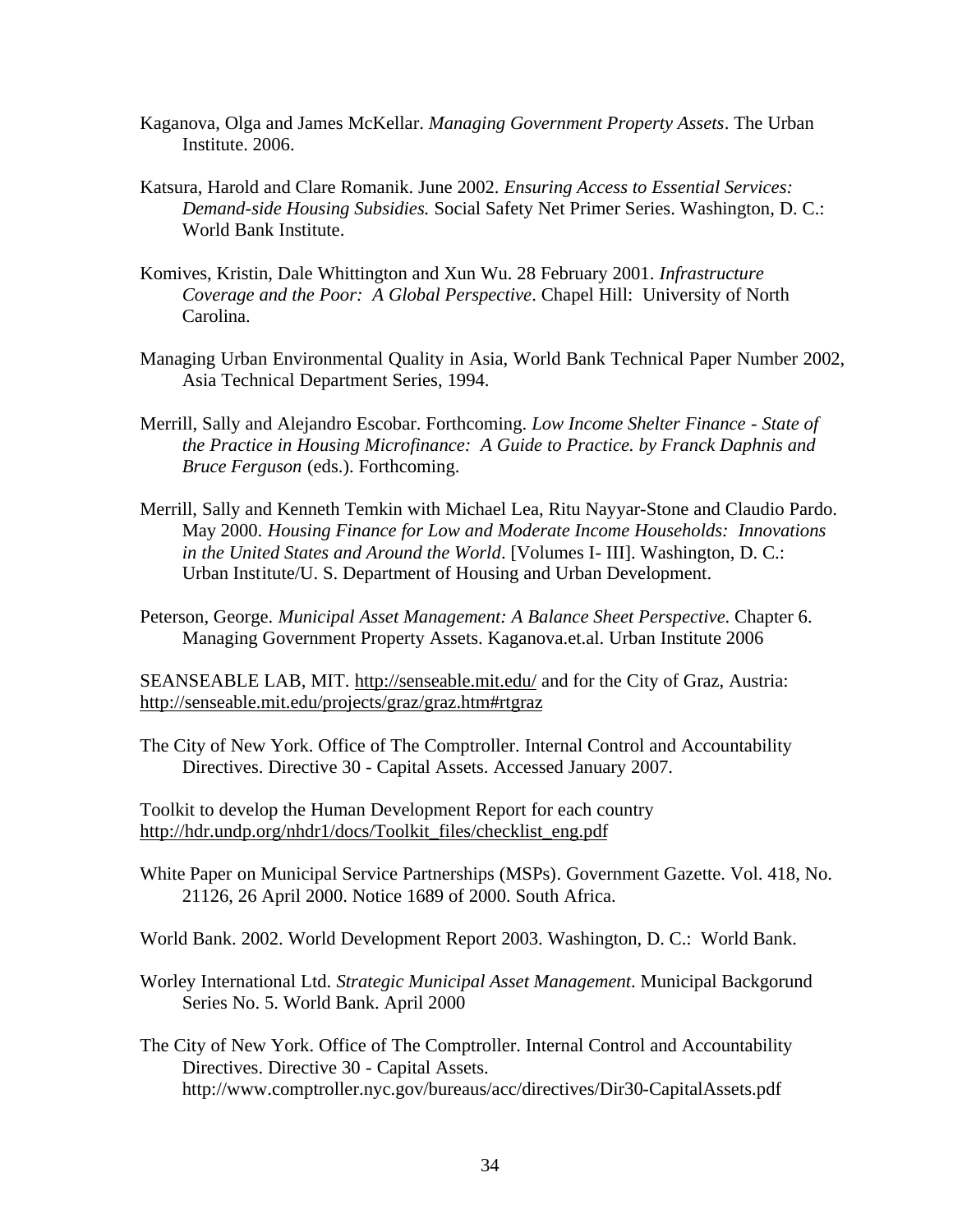Kaganova, Olga and James McKellar. *Managing Government Property Assets*. The Urban Institute. 2006.

Katsura, Harold and Clare Romanik. June 2002. *Ensuring Access to Essential Services: Demand-side Housing Subsidies.* Social Safety Net Primer Series. Washington, D. C.: World Bank Institute.

Komives, Kristin, Dale Whittington and Xun Wu. 28 February 2001. *Infrastructure Coverage and the Poor: A Global Perspective*. Chapel Hill: University of North Carolina.

Managing Urban Environmental Quality in Asia, World Bank Technical Paper Number 2002, Asia Technical Department Series, 1994.

Merrill, Sally and Alejandro Escobar. Forthcoming. *Low Income Shelter Finance - State of the Practice in Housing Microfinance: A Guide to Practice. by Franck Daphnis and Bruce Ferguson* (eds.). Forthcoming.

Merrill, Sally and Kenneth Temkin with Michael Lea, Ritu Nayyar-Stone and Claudio Pardo. May 2000. *Housing Finance for Low and Moderate Income Households: Innovations in the United States and Around the World*. [Volumes I- III]. Washington, D. C.: Urban Institute/U. S. Department of Housing and Urban Development.

Peterson, George. *Municipal Asset Management: A Balance Sheet Perspective*. Chapter 6. Managing Government Property Assets. Kaganova.et.al. Urban Institute 2006

SEANSEABLE LAB, MIT. http://senseable.mit.edu/ and for the City of Graz, Austria: http://senseable.mit.edu/projects/graz/graz.htm#rtgraz

The City of New York. Office of The Comptroller. Internal Control and Accountability Directives. Directive 30 - Capital Assets. Accessed January 2007.

Toolkit to develop the Human Development Report for each country http://hdr.undp.org/nhdr1/docs/Toolkit_files/checklist_eng.pdf

White Paper on Municipal Service Partnerships (MSPs). Government Gazette. Vol. 418, No. 21126, 26 April 2000. Notice 1689 of 2000. South Africa.

World Bank. 2002. World Development Report 2003. Washington, D. C.: World Bank.

Worley International Ltd. *Strategic Municipal Asset Management*. Municipal Backgorund Series No. 5. World Bank. April 2000

The City of New York. Office of The Comptroller. Internal Control and Accountability Directives. Directive 30 - Capital Assets. http://www.comptroller.nyc.gov/bureaus/acc/directives/Dir30-CapitalAssets.pdf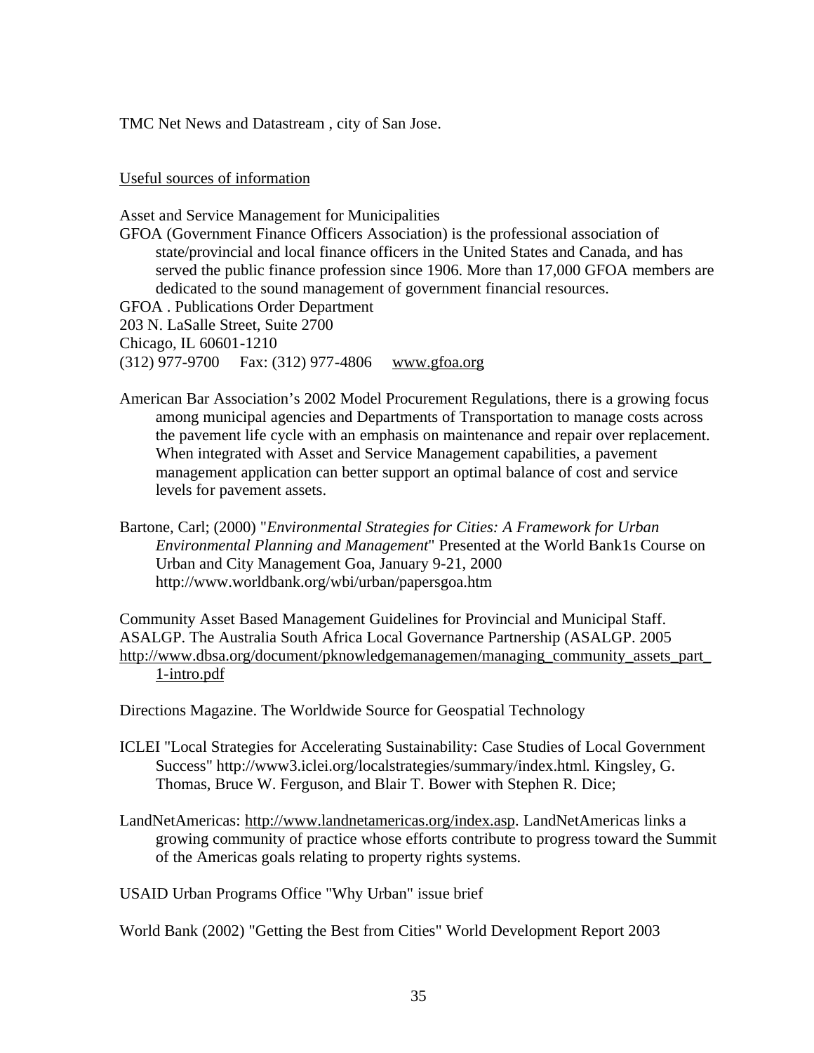TMC Net News and Datastream , city of San Jose.

Useful sources of information

Asset and Service Management for Municipalities

GFOA (Government Finance Officers Association) is the professional association of state/provincial and local finance officers in the United States and Canada, and has served the public finance profession since 1906. More than 17,000 GFOA members are dedicated to the sound management of government financial resources.

GFOA . Publications Order Department
203 N. LaSalle Street, Suite 2700
Chicago, IL 60601-1210
(312) 977-9700 Fax: (312) 977-4806 www.gfoa.org

American Bar Association's 2002 Model Procurement Regulations, there is a growing focus among municipal agencies and Departments of Transportation to manage costs across the pavement life cycle with an emphasis on maintenance and repair over replacement. When integrated with Asset and Service Management capabilities, a pavement management application can better support an optimal balance of cost and service levels for pavement assets.

Bartone, Carl; (2000) "*Environmental Strategies for Cities: A Framework for Urban Environmental Planning and Management*" Presented at the World Bank1s Course on Urban and City Management Goa, January 9-21, 2000 http://www.worldbank.org/wbi/urban/papersgoa.htm

Community Asset Based Management Guidelines for Provincial and Municipal Staff. ASALGP. The Australia South Africa Local Governance Partnership (ASALGP. 2005 http://www.dbsa.org/document/pknowledgemanagemen/managing_community_assets_part_1-intro.pdf

Directions Magazine. The Worldwide Source for Geospatial Technology

ICLEI "Local Strategies for Accelerating Sustainability: Case Studies of Local Government Success" http://www3.iclei.org/localstrategies/summary/index.html. Kingsley, G. Thomas, Bruce W. Ferguson, and Blair T. Bower with Stephen R. Dice;

LandNetAmericas: http://www.landnetamericas.org/index.asp. LandNetAmericas links a growing community of practice whose efforts contribute to progress toward the Summit of the Americas goals relating to property rights systems.

USAID Urban Programs Office "Why Urban" issue brief

World Bank (2002) "Getting the Best from Cities" World Development Report 2003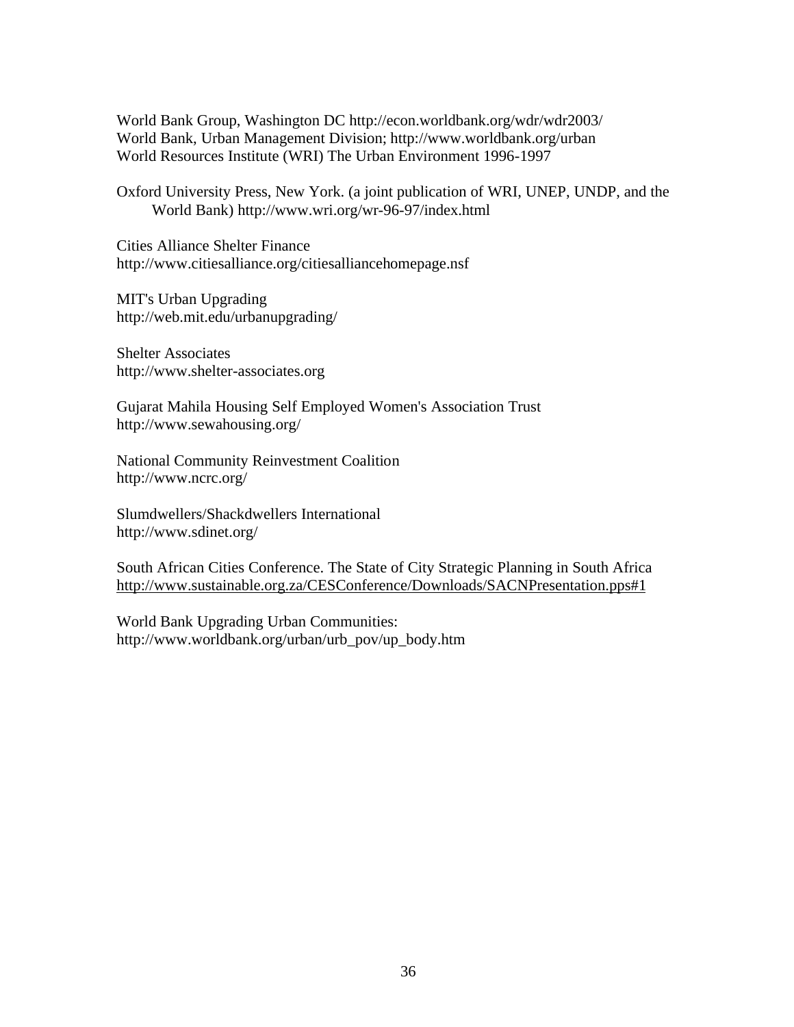World Bank Group, Washington DC http://econ.worldbank.org/wdr/wdr2003/
World Bank, Urban Management Division; http://www.worldbank.org/urban
World Resources Institute (WRI) The Urban Environment 1996-1997

Oxford University Press, New York. (a joint publication of WRI, UNEP, UNDP, and the World Bank) http://www.wri.org/wr-96-97/index.html

Cities Alliance Shelter Finance
http://www.citiesalliance.org/citiesalliancehomepage.nsf

MIT's Urban Upgrading
http://web.mit.edu/urbanupgrading/

Shelter Associates
http://www.shelter-associates.org

Gujarat Mahila Housing Self Employed Women's Association Trust
http://www.sewahousing.org/

National Community Reinvestment Coalition
http://www.ncrc.org/

Slumdwellers/Shackdwellers International
http://www.sdinet.org/

South African Cities Conference. The State of City Strategic Planning in South Africa
http://www.sustainable.org.za/CESConference/Downloads/SACNPresentation.pps#1

World Bank Upgrading Urban Communities:
http://www.worldbank.org/urban/urb_pov/up_body.htm